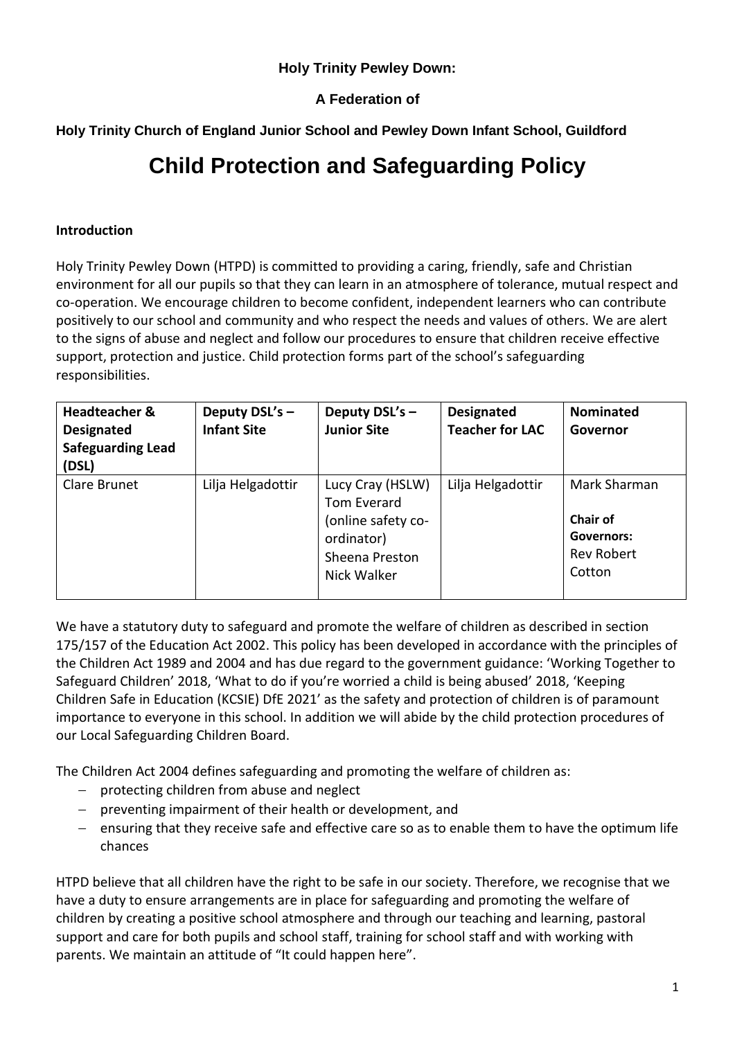**Holy Trinity Pewley Down:**

**A Federation of**

**Holy Trinity Church of England Junior School and Pewley Down Infant School, Guildford**

# Child Protection and Safeguarding Policy

**Introduction**

Holy Trinity Pewley Down (HTPD) is committed to providing a caring, friendly, safe and Christian environment for all our pupils so that they can learn in an atmosphere of tolerance, mutual respect and co-operation. We encourage children to become confident, independent learners who can contribute positively to our school and community and who respect the needs and values of others. We are alert to the signs of abuse and neglect and follow our procedures to ensure that children receive effective support, protection and justice. Child protection forms part of the school's safeguarding responsibilities.

| **Headteacher & Designated Safeguarding Lead (DSL)** | **Deputy DSL's – Infant Site** | **Deputy DSL's – Junior Site** | **Designated Teacher for LAC** | **Nominated Governor** |
|---|---|---|---|---|
| Clare Brunet | Lilja Helgadottir | Lucy Cray (HSLW)<br>Tom Everard (online safety co-ordinator)<br>Sheena Preston<br>Nick Walker | Lilja Helgadottir | Mark Sharman<br><br>**Chair of Governors:**<br>Rev Robert Cotton |

We have a statutory duty to safeguard and promote the welfare of children as described in section 175/157 of the Education Act 2002. This policy has been developed in accordance with the principles of the Children Act 1989 and 2004 and has due regard to the government guidance: 'Working Together to Safeguard Children' 2018, 'What to do if you're worried a child is being abused' 2018, 'Keeping Children Safe in Education (KCSIE) DfE 2021' as the safety and protection of children is of paramount importance to everyone in this school. In addition we will abide by the child protection procedures of our Local Safeguarding Children Board.

The Children Act 2004 defines safeguarding and promoting the welfare of children as:

- protecting children from abuse and neglect
- preventing impairment of their health or development, and
- ensuring that they receive safe and effective care so as to enable them to have the optimum life chances

HTPD believe that all children have the right to be safe in our society. Therefore, we recognise that we have a duty to ensure arrangements are in place for safeguarding and promoting the welfare of children by creating a positive school atmosphere and through our teaching and learning, pastoral support and care for both pupils and school staff, training for school staff and with working with parents. We maintain an attitude of "It could happen here".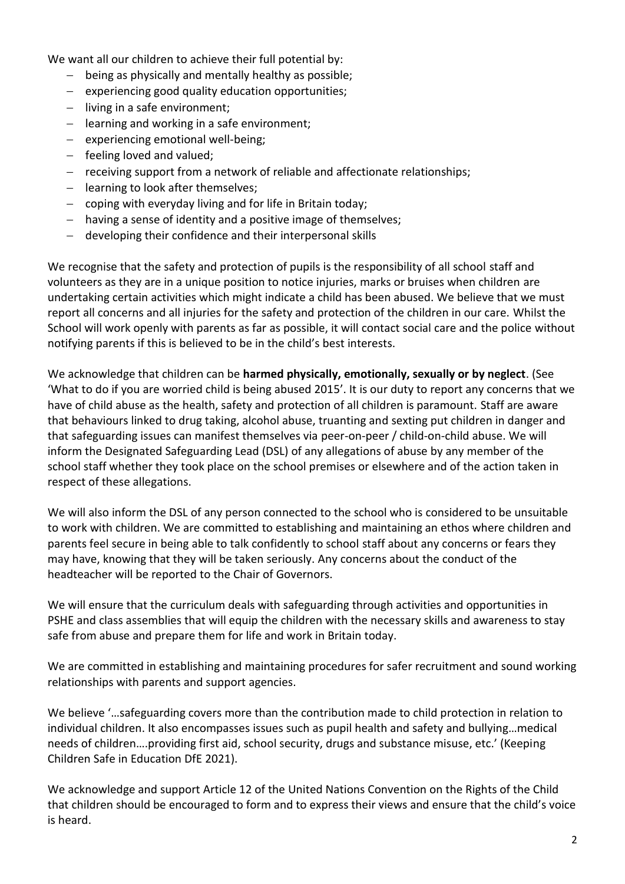We want all our children to achieve their full potential by:

- being as physically and mentally healthy as possible;
- experiencing good quality education opportunities;
- living in a safe environment;
- learning and working in a safe environment;
- experiencing emotional well-being;
- feeling loved and valued;
- receiving support from a network of reliable and affectionate relationships;
- learning to look after themselves;
- coping with everyday living and for life in Britain today;
- having a sense of identity and a positive image of themselves;
- developing their confidence and their interpersonal skills

We recognise that the safety and protection of pupils is the responsibility of all school staff and volunteers as they are in a unique position to notice injuries, marks or bruises when children are undertaking certain activities which might indicate a child has been abused. We believe that we must report all concerns and all injuries for the safety and protection of the children in our care. Whilst the School will work openly with parents as far as possible, it will contact social care and the police without notifying parents if this is believed to be in the child's best interests.

We acknowledge that children can be **harmed physically, emotionally, sexually or by neglect**. (See 'What to do if you are worried child is being abused 2015'. It is our duty to report any concerns that we have of child abuse as the health, safety and protection of all children is paramount. Staff are aware that behaviours linked to drug taking, alcohol abuse, truanting and sexting put children in danger and that safeguarding issues can manifest themselves via peer-on-peer / child-on-child abuse. We will inform the Designated Safeguarding Lead (DSL) of any allegations of abuse by any member of the school staff whether they took place on the school premises or elsewhere and of the action taken in respect of these allegations.

We will also inform the DSL of any person connected to the school who is considered to be unsuitable to work with children. We are committed to establishing and maintaining an ethos where children and parents feel secure in being able to talk confidently to school staff about any concerns or fears they may have, knowing that they will be taken seriously. Any concerns about the conduct of the headteacher will be reported to the Chair of Governors.

We will ensure that the curriculum deals with safeguarding through activities and opportunities in PSHE and class assemblies that will equip the children with the necessary skills and awareness to stay safe from abuse and prepare them for life and work in Britain today.

We are committed in establishing and maintaining procedures for safer recruitment and sound working relationships with parents and support agencies.

We believe '…safeguarding covers more than the contribution made to child protection in relation to individual children. It also encompasses issues such as pupil health and safety and bullying…medical needs of children….providing first aid, school security, drugs and substance misuse, etc.' (Keeping Children Safe in Education DfE 2021).

We acknowledge and support Article 12 of the United Nations Convention on the Rights of the Child that children should be encouraged to form and to express their views and ensure that the child's voice is heard.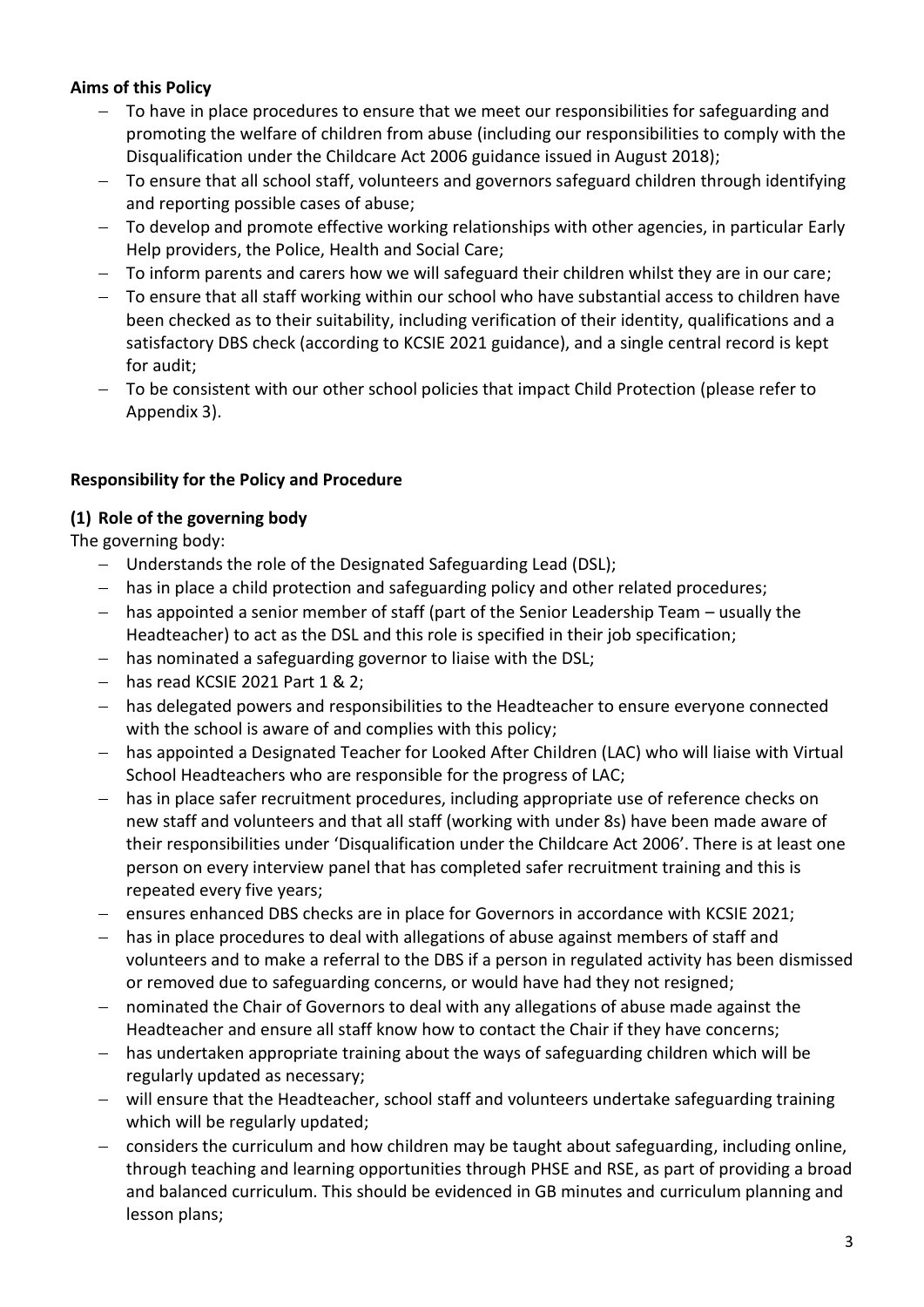**Aims of this Policy**

- To have in place procedures to ensure that we meet our responsibilities for safeguarding and promoting the welfare of children from abuse (including our responsibilities to comply with the Disqualification under the Childcare Act 2006 guidance issued in August 2018);
- To ensure that all school staff, volunteers and governors safeguard children through identifying and reporting possible cases of abuse;
- To develop and promote effective working relationships with other agencies, in particular Early Help providers, the Police, Health and Social Care;
- To inform parents and carers how we will safeguard their children whilst they are in our care;
- To ensure that all staff working within our school who have substantial access to children have been checked as to their suitability, including verification of their identity, qualifications and a satisfactory DBS check (according to KCSIE 2021 guidance), and a single central record is kept for audit;
- To be consistent with our other school policies that impact Child Protection (please refer to Appendix 3).

**Responsibility for the Policy and Procedure**

**(1) Role of the governing body**

The governing body:

- Understands the role of the Designated Safeguarding Lead (DSL);
- has in place a child protection and safeguarding policy and other related procedures;
- has appointed a senior member of staff (part of the Senior Leadership Team – usually the Headteacher) to act as the DSL and this role is specified in their job specification;
- has nominated a safeguarding governor to liaise with the DSL;
- has read KCSIE 2021 Part 1 & 2;
- has delegated powers and responsibilities to the Headteacher to ensure everyone connected with the school is aware of and complies with this policy;
- has appointed a Designated Teacher for Looked After Children (LAC) who will liaise with Virtual School Headteachers who are responsible for the progress of LAC;
- has in place safer recruitment procedures, including appropriate use of reference checks on new staff and volunteers and that all staff (working with under 8s) have been made aware of their responsibilities under 'Disqualification under the Childcare Act 2006'. There is at least one person on every interview panel that has completed safer recruitment training and this is repeated every five years;
- ensures enhanced DBS checks are in place for Governors in accordance with KCSIE 2021;
- has in place procedures to deal with allegations of abuse against members of staff and volunteers and to make a referral to the DBS if a person in regulated activity has been dismissed or removed due to safeguarding concerns, or would have had they not resigned;
- nominated the Chair of Governors to deal with any allegations of abuse made against the Headteacher and ensure all staff know how to contact the Chair if they have concerns;
- has undertaken appropriate training about the ways of safeguarding children which will be regularly updated as necessary;
- will ensure that the Headteacher, school staff and volunteers undertake safeguarding training which will be regularly updated;
- considers the curriculum and how children may be taught about safeguarding, including online, through teaching and learning opportunities through PHSE and RSE, as part of providing a broad and balanced curriculum. This should be evidenced in GB minutes and curriculum planning and lesson plans;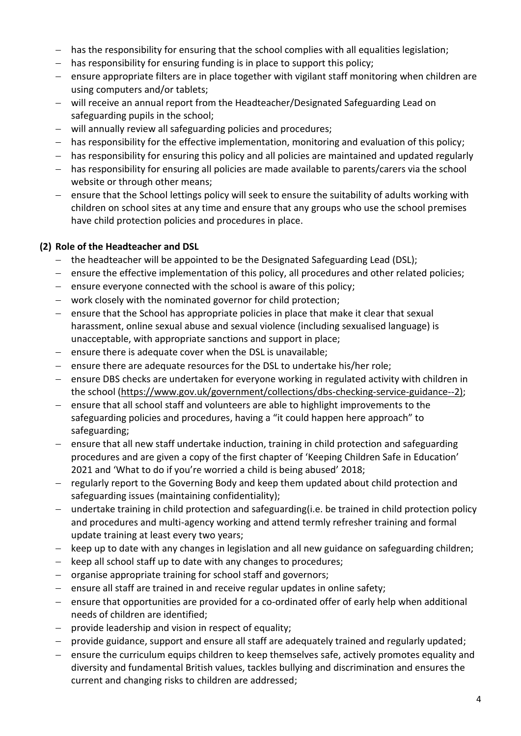- has the responsibility for ensuring that the school complies with all equalities legislation;
- has responsibility for ensuring funding is in place to support this policy;
- ensure appropriate filters are in place together with vigilant staff monitoring when children are using computers and/or tablets;
- will receive an annual report from the Headteacher/Designated Safeguarding Lead on safeguarding pupils in the school;
- will annually review all safeguarding policies and procedures;
- has responsibility for the effective implementation, monitoring and evaluation of this policy;
- has responsibility for ensuring this policy and all policies are maintained and updated regularly
- has responsibility for ensuring all policies are made available to parents/carers via the school website or through other means;
- ensure that the School lettings policy will seek to ensure the suitability of adults working with children on school sites at any time and ensure that any groups who use the school premises have child protection policies and procedures in place.

**(2) Role of the Headteacher and DSL**

- the headteacher will be appointed to be the Designated Safeguarding Lead (DSL);
- ensure the effective implementation of this policy, all procedures and other related policies;
- ensure everyone connected with the school is aware of this policy;
- work closely with the nominated governor for child protection;
- ensure that the School has appropriate policies in place that make it clear that sexual harassment, online sexual abuse and sexual violence (including sexualised language) is unacceptable, with appropriate sanctions and support in place;
- ensure there is adequate cover when the DSL is unavailable;
- ensure there are adequate resources for the DSL to undertake his/her role;
- ensure DBS checks are undertaken for everyone working in regulated activity with children in the school (https://www.gov.uk/government/collections/dbs-checking-service-guidance--2);
- ensure that all school staff and volunteers are able to highlight improvements to the safeguarding policies and procedures, having a "it could happen here approach" to safeguarding;
- ensure that all new staff undertake induction, training in child protection and safeguarding procedures and are given a copy of the first chapter of 'Keeping Children Safe in Education' 2021 and 'What to do if you're worried a child is being abused' 2018;
- regularly report to the Governing Body and keep them updated about child protection and safeguarding issues (maintaining confidentiality);
- undertake training in child protection and safeguarding(i.e. be trained in child protection policy and procedures and multi-agency working and attend termly refresher training and formal update training at least every two years;
- keep up to date with any changes in legislation and all new guidance on safeguarding children;
- keep all school staff up to date with any changes to procedures;
- organise appropriate training for school staff and governors;
- ensure all staff are trained in and receive regular updates in online safety;
- ensure that opportunities are provided for a co-ordinated offer of early help when additional needs of children are identified;
- provide leadership and vision in respect of equality;
- provide guidance, support and ensure all staff are adequately trained and regularly updated;
- ensure the curriculum equips children to keep themselves safe, actively promotes equality and diversity and fundamental British values, tackles bullying and discrimination and ensures the current and changing risks to children are addressed;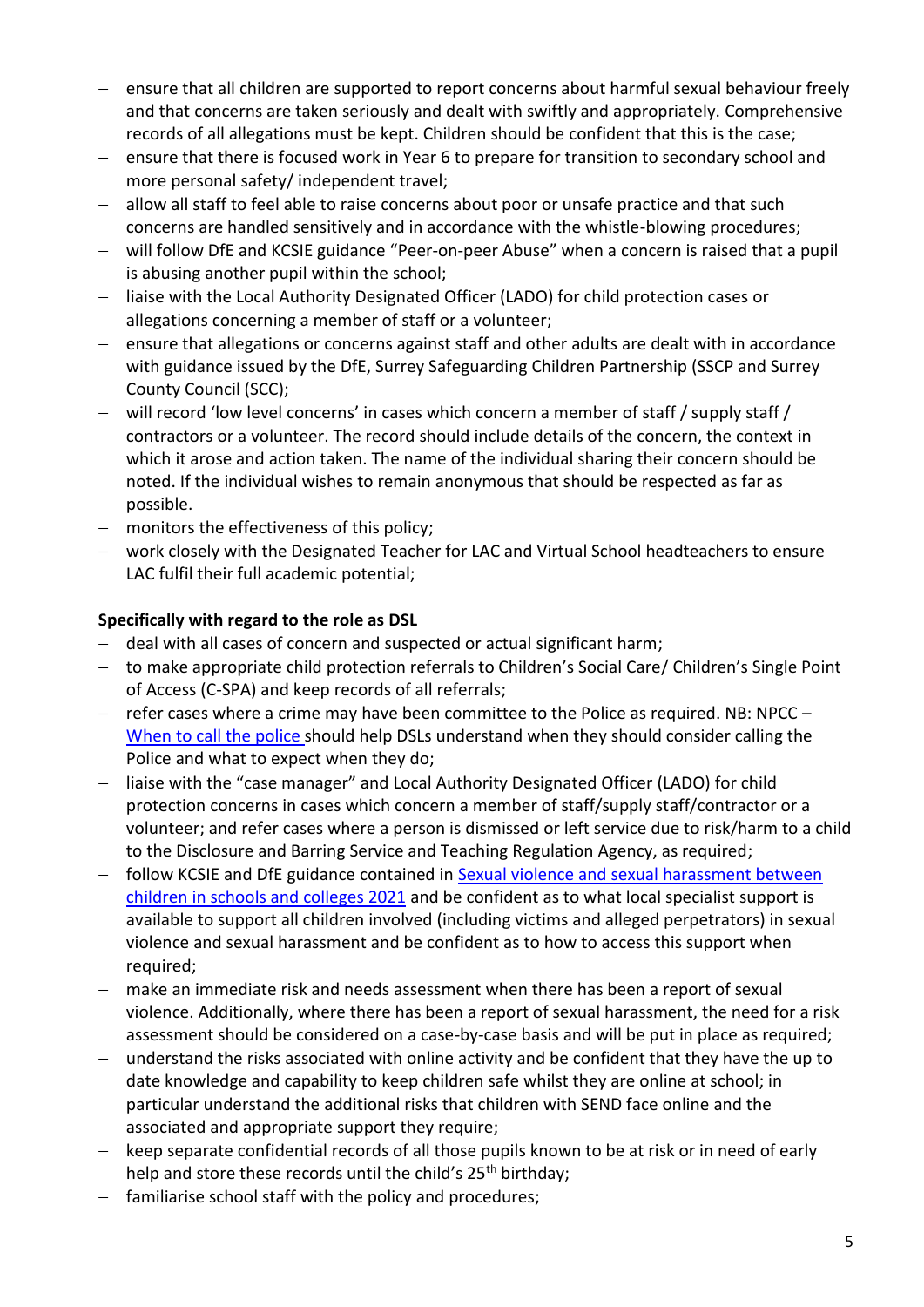- ensure that all children are supported to report concerns about harmful sexual behaviour freely and that concerns are taken seriously and dealt with swiftly and appropriately. Comprehensive records of all allegations must be kept. Children should be confident that this is the case;
- ensure that there is focused work in Year 6 to prepare for transition to secondary school and more personal safety/ independent travel;
- allow all staff to feel able to raise concerns about poor or unsafe practice and that such concerns are handled sensitively and in accordance with the whistle-blowing procedures;
- will follow DfE and KCSIE guidance "Peer-on-peer Abuse" when a concern is raised that a pupil is abusing another pupil within the school;
- liaise with the Local Authority Designated Officer (LADO) for child protection cases or allegations concerning a member of staff or a volunteer;
- ensure that allegations or concerns against staff and other adults are dealt with in accordance with guidance issued by the DfE, Surrey Safeguarding Children Partnership (SSCP and Surrey County Council (SCC);
- will record 'low level concerns' in cases which concern a member of staff / supply staff / contractors or a volunteer. The record should include details of the concern, the context in which it arose and action taken. The name of the individual sharing their concern should be noted. If the individual wishes to remain anonymous that should be respected as far as possible.
- monitors the effectiveness of this policy;
- work closely with the Designated Teacher for LAC and Virtual School headteachers to ensure LAC fulfil their full academic potential;

**Specifically with regard to the role as DSL**

- deal with all cases of concern and suspected or actual significant harm;
- to make appropriate child protection referrals to Children's Social Care/ Children's Single Point of Access (C-SPA) and keep records of all referrals;
- refer cases where a crime may have been committee to the Police as required. NB: NPCC – When to call the police should help DSLs understand when they should consider calling the Police and what to expect when they do;
- liaise with the "case manager" and Local Authority Designated Officer (LADO) for child protection concerns in cases which concern a member of staff/supply staff/contractor or a volunteer; and refer cases where a person is dismissed or left service due to risk/harm to a child to the Disclosure and Barring Service and Teaching Regulation Agency, as required;
- follow KCSIE and DfE guidance contained in Sexual violence and sexual harassment between children in schools and colleges 2021 and be confident as to what local specialist support is available to support all children involved (including victims and alleged perpetrators) in sexual violence and sexual harassment and be confident as to how to access this support when required;
- make an immediate risk and needs assessment when there has been a report of sexual violence. Additionally, where there has been a report of sexual harassment, the need for a risk assessment should be considered on a case-by-case basis and will be put in place as required;
- understand the risks associated with online activity and be confident that they have the up to date knowledge and capability to keep children safe whilst they are online at school; in particular understand the additional risks that children with SEND face online and the associated and appropriate support they require;
- keep separate confidential records of all those pupils known to be at risk or in need of early help and store these records until the child's 25th birthday;
- familiarise school staff with the policy and procedures;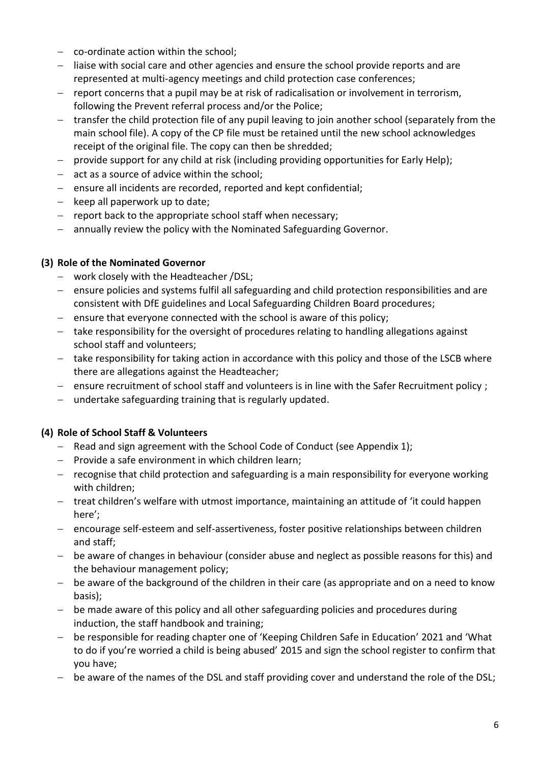- co-ordinate action within the school;
- liaise with social care and other agencies and ensure the school provide reports and are represented at multi-agency meetings and child protection case conferences;
- report concerns that a pupil may be at risk of radicalisation or involvement in terrorism, following the Prevent referral process and/or the Police;
- transfer the child protection file of any pupil leaving to join another school (separately from the main school file). A copy of the CP file must be retained until the new school acknowledges receipt of the original file. The copy can then be shredded;
- provide support for any child at risk (including providing opportunities for Early Help);
- act as a source of advice within the school;
- ensure all incidents are recorded, reported and kept confidential;
- keep all paperwork up to date;
- report back to the appropriate school staff when necessary;
- annually review the policy with the Nominated Safeguarding Governor.

**(3) Role of the Nominated Governor**

- work closely with the Headteacher /DSL;
- ensure policies and systems fulfil all safeguarding and child protection responsibilities and are consistent with DfE guidelines and Local Safeguarding Children Board procedures;
- ensure that everyone connected with the school is aware of this policy;
- take responsibility for the oversight of procedures relating to handling allegations against school staff and volunteers;
- take responsibility for taking action in accordance with this policy and those of the LSCB where there are allegations against the Headteacher;
- ensure recruitment of school staff and volunteers is in line with the Safer Recruitment policy ;
- undertake safeguarding training that is regularly updated.

**(4) Role of School Staff & Volunteers**

- Read and sign agreement with the School Code of Conduct (see Appendix 1);
- Provide a safe environment in which children learn;
- recognise that child protection and safeguarding is a main responsibility for everyone working with children;
- treat children's welfare with utmost importance, maintaining an attitude of 'it could happen here';
- encourage self-esteem and self-assertiveness, foster positive relationships between children and staff;
- be aware of changes in behaviour (consider abuse and neglect as possible reasons for this) and the behaviour management policy;
- be aware of the background of the children in their care (as appropriate and on a need to know basis);
- be made aware of this policy and all other safeguarding policies and procedures during induction, the staff handbook and training;
- be responsible for reading chapter one of 'Keeping Children Safe in Education' 2021 and 'What to do if you're worried a child is being abused' 2015 and sign the school register to confirm that you have;
- be aware of the names of the DSL and staff providing cover and understand the role of the DSL;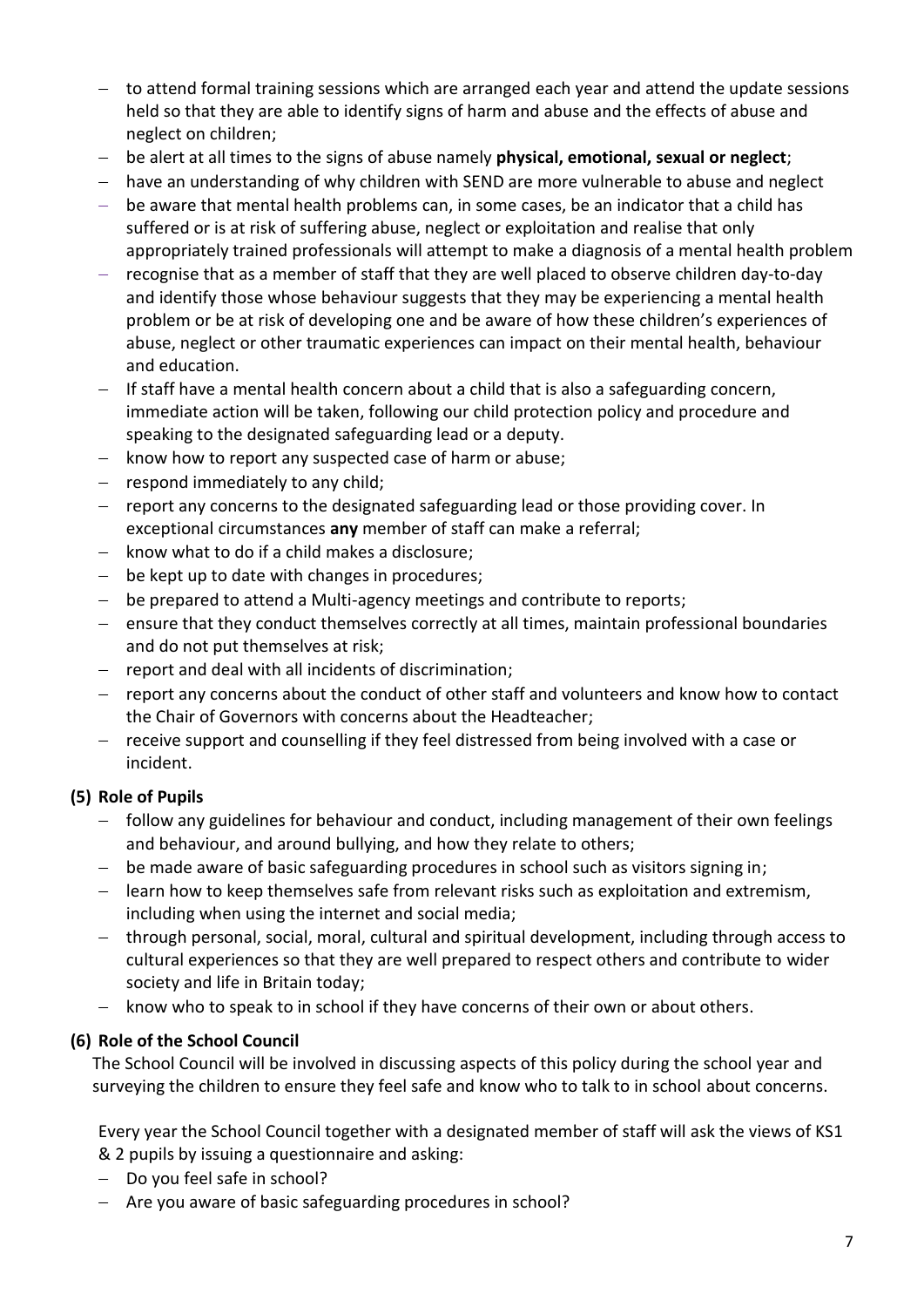- to attend formal training sessions which are arranged each year and attend the update sessions held so that they are able to identify signs of harm and abuse and the effects of abuse and neglect on children;
- be alert at all times to the signs of abuse namely **physical, emotional, sexual or neglect**;
- have an understanding of why children with SEND are more vulnerable to abuse and neglect
- be aware that mental health problems can, in some cases, be an indicator that a child has suffered or is at risk of suffering abuse, neglect or exploitation and realise that only appropriately trained professionals will attempt to make a diagnosis of a mental health problem
- recognise that as a member of staff that they are well placed to observe children day-to-day and identify those whose behaviour suggests that they may be experiencing a mental health problem or be at risk of developing one and be aware of how these children's experiences of abuse, neglect or other traumatic experiences can impact on their mental health, behaviour and education.
- If staff have a mental health concern about a child that is also a safeguarding concern, immediate action will be taken, following our child protection policy and procedure and speaking to the designated safeguarding lead or a deputy.
- know how to report any suspected case of harm or abuse;
- respond immediately to any child;
- report any concerns to the designated safeguarding lead or those providing cover. In exceptional circumstances **any** member of staff can make a referral;
- know what to do if a child makes a disclosure;
- be kept up to date with changes in procedures;
- be prepared to attend a Multi-agency meetings and contribute to reports;
- ensure that they conduct themselves correctly at all times, maintain professional boundaries and do not put themselves at risk;
- report and deal with all incidents of discrimination;
- report any concerns about the conduct of other staff and volunteers and know how to contact the Chair of Governors with concerns about the Headteacher;
- receive support and counselling if they feel distressed from being involved with a case or incident.

**(5) Role of Pupils**

- follow any guidelines for behaviour and conduct, including management of their own feelings and behaviour, and around bullying, and how they relate to others;
- be made aware of basic safeguarding procedures in school such as visitors signing in;
- learn how to keep themselves safe from relevant risks such as exploitation and extremism, including when using the internet and social media;
- through personal, social, moral, cultural and spiritual development, including through access to cultural experiences so that they are well prepared to respect others and contribute to wider society and life in Britain today;
- know who to speak to in school if they have concerns of their own or about others.

**(6) Role of the School Council**

The School Council will be involved in discussing aspects of this policy during the school year and surveying the children to ensure they feel safe and know who to talk to in school about concerns.

Every year the School Council together with a designated member of staff will ask the views of KS1 & 2 pupils by issuing a questionnaire and asking:

- Do you feel safe in school?
- Are you aware of basic safeguarding procedures in school?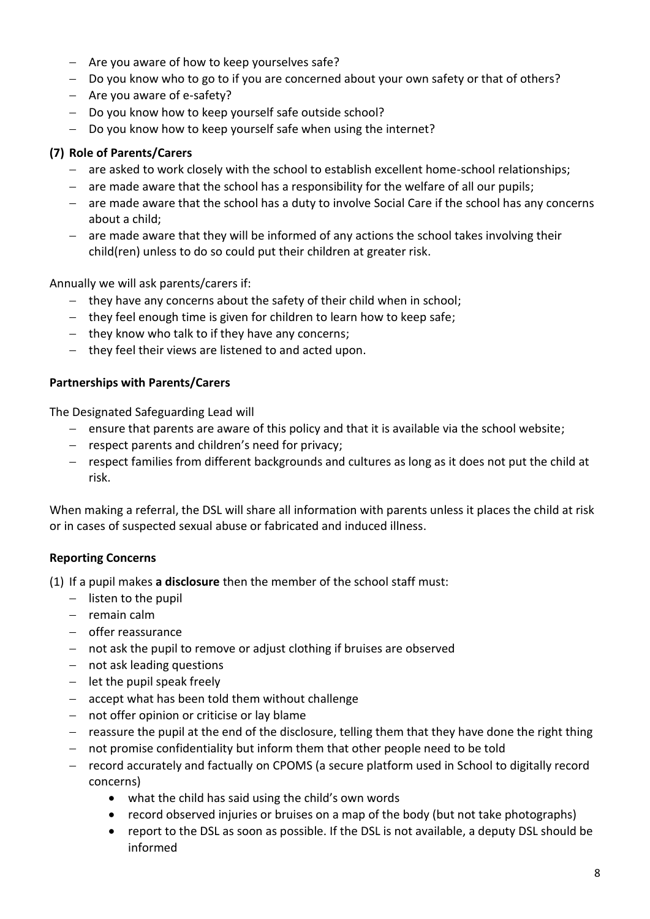- Are you aware of how to keep yourselves safe?
- Do you know who to go to if you are concerned about your own safety or that of others?
- Are you aware of e-safety?
- Do you know how to keep yourself safe outside school?
- Do you know how to keep yourself safe when using the internet?

**(7) Role of Parents/Carers**

- are asked to work closely with the school to establish excellent home-school relationships;
- are made aware that the school has a responsibility for the welfare of all our pupils;
- are made aware that the school has a duty to involve Social Care if the school has any concerns about a child;
- are made aware that they will be informed of any actions the school takes involving their child(ren) unless to do so could put their children at greater risk.

Annually we will ask parents/carers if:

- they have any concerns about the safety of their child when in school;
- they feel enough time is given for children to learn how to keep safe;
- they know who talk to if they have any concerns;
- they feel their views are listened to and acted upon.

**Partnerships with Parents/Carers**

The Designated Safeguarding Lead will

- ensure that parents are aware of this policy and that it is available via the school website;
- respect parents and children's need for privacy;
- respect families from different backgrounds and cultures as long as it does not put the child at risk.

When making a referral, the DSL will share all information with parents unless it places the child at risk or in cases of suspected sexual abuse or fabricated and induced illness.

**Reporting Concerns**

(1) If a pupil makes **a disclosure** then the member of the school staff must:

- listen to the pupil
- remain calm
- offer reassurance
- not ask the pupil to remove or adjust clothing if bruises are observed
- not ask leading questions
- let the pupil speak freely
- accept what has been told them without challenge
- not offer opinion or criticise or lay blame
- reassure the pupil at the end of the disclosure, telling them that they have done the right thing
- not promise confidentiality but inform them that other people need to be told
- record accurately and factually on CPOMS (a secure platform used in School to digitally record concerns)
    - what the child has said using the child's own words
    - record observed injuries or bruises on a map of the body (but not take photographs)
    - report to the DSL as soon as possible. If the DSL is not available, a deputy DSL should be informed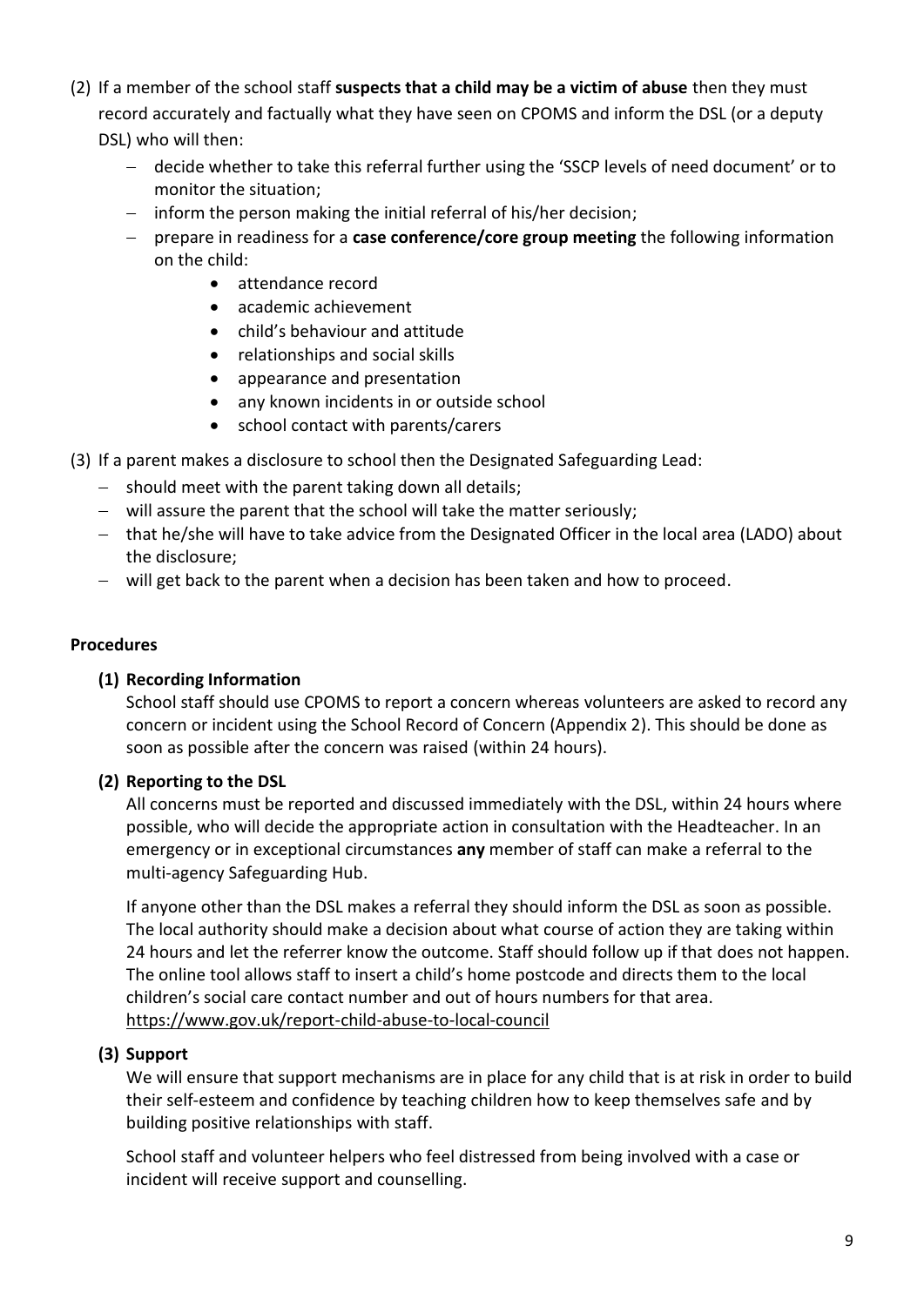(2) If a member of the school staff **suspects that a child may be a victim of abuse** then they must record accurately and factually what they have seen on CPOMS and inform the DSL (or a deputy DSL) who will then:

- decide whether to take this referral further using the 'SSCP levels of need document' or to monitor the situation;
- inform the person making the initial referral of his/her decision;
- prepare in readiness for a **case conference/core group meeting** the following information on the child:
  - attendance record
  - academic achievement
  - child's behaviour and attitude
  - relationships and social skills
  - appearance and presentation
  - any known incidents in or outside school
  - school contact with parents/carers

(3) If a parent makes a disclosure to school then the Designated Safeguarding Lead:

- should meet with the parent taking down all details;
- will assure the parent that the school will take the matter seriously;
- that he/she will have to take advice from the Designated Officer in the local area (LADO) about the disclosure;
- will get back to the parent when a decision has been taken and how to proceed.

**Procedures**

**(1) Recording Information**

School staff should use CPOMS to report a concern whereas volunteers are asked to record any concern or incident using the School Record of Concern (Appendix 2). This should be done as soon as possible after the concern was raised (within 24 hours).

**(2) Reporting to the DSL**

All concerns must be reported and discussed immediately with the DSL, within 24 hours where possible, who will decide the appropriate action in consultation with the Headteacher. In an emergency or in exceptional circumstances **any** member of staff can make a referral to the multi-agency Safeguarding Hub.

If anyone other than the DSL makes a referral they should inform the DSL as soon as possible. The local authority should make a decision about what course of action they are taking within 24 hours and let the referrer know the outcome. Staff should follow up if that does not happen. The online tool allows staff to insert a child's home postcode and directs them to the local children's social care contact number and out of hours numbers for that area. https://www.gov.uk/report-child-abuse-to-local-council

**(3) Support**

We will ensure that support mechanisms are in place for any child that is at risk in order to build their self-esteem and confidence by teaching children how to keep themselves safe and by building positive relationships with staff.

School staff and volunteer helpers who feel distressed from being involved with a case or incident will receive support and counselling.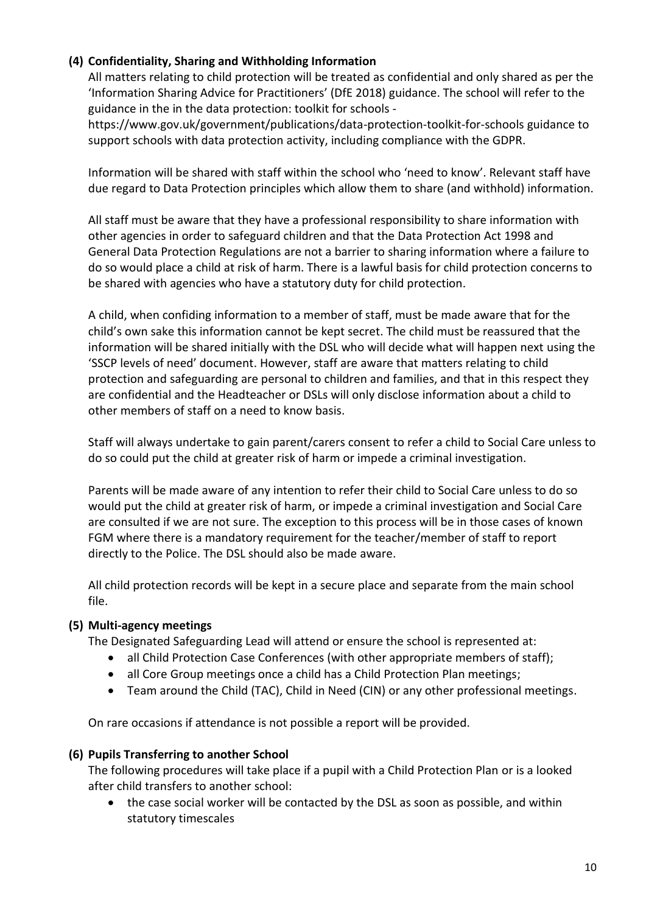### (4) Confidentiality, Sharing and Withholding Information

All matters relating to child protection will be treated as confidential and only shared as per the 'Information Sharing Advice for Practitioners' (DfE 2018) guidance. The school will refer to the guidance in the in the data protection: toolkit for schools - https://www.gov.uk/government/publications/data-protection-toolkit-for-schools guidance to support schools with data protection activity, including compliance with the GDPR.

Information will be shared with staff within the school who 'need to know'. Relevant staff have due regard to Data Protection principles which allow them to share (and withhold) information.

All staff must be aware that they have a professional responsibility to share information with other agencies in order to safeguard children and that the Data Protection Act 1998 and General Data Protection Regulations are not a barrier to sharing information where a failure to do so would place a child at risk of harm. There is a lawful basis for child protection concerns to be shared with agencies who have a statutory duty for child protection.

A child, when confiding information to a member of staff, must be made aware that for the child's own sake this information cannot be kept secret. The child must be reassured that the information will be shared initially with the DSL who will decide what will happen next using the 'SSCP levels of need' document. However, staff are aware that matters relating to child protection and safeguarding are personal to children and families, and that in this respect they are confidential and the Headteacher or DSLs will only disclose information about a child to other members of staff on a need to know basis.

Staff will always undertake to gain parent/carers consent to refer a child to Social Care unless to do so could put the child at greater risk of harm or impede a criminal investigation.

Parents will be made aware of any intention to refer their child to Social Care unless to do so would put the child at greater risk of harm, or impede a criminal investigation and Social Care are consulted if we are not sure. The exception to this process will be in those cases of known FGM where there is a mandatory requirement for the teacher/member of staff to report directly to the Police. The DSL should also be made aware.

All child protection records will be kept in a secure place and separate from the main school file.

### (5) Multi-agency meetings

The Designated Safeguarding Lead will attend or ensure the school is represented at:

- all Child Protection Case Conferences (with other appropriate members of staff);
- all Core Group meetings once a child has a Child Protection Plan meetings;
- Team around the Child (TAC), Child in Need (CIN) or any other professional meetings.

On rare occasions if attendance is not possible a report will be provided.

### (6) Pupils Transferring to another School

The following procedures will take place if a pupil with a Child Protection Plan or is a looked after child transfers to another school:

- the case social worker will be contacted by the DSL as soon as possible, and within statutory timescales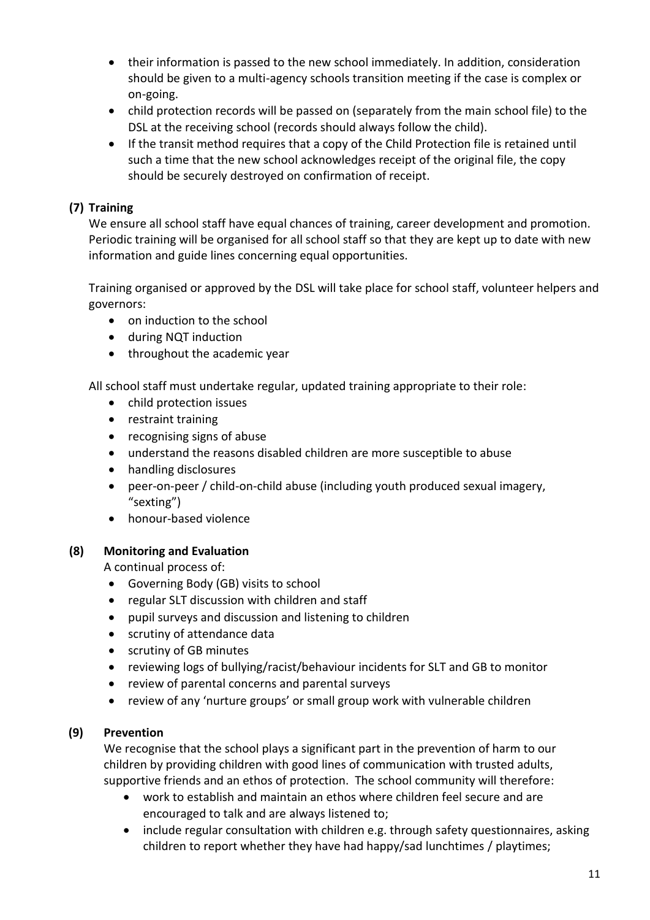- their information is passed to the new school immediately. In addition, consideration should be given to a multi-agency schools transition meeting if the case is complex or on-going.
- child protection records will be passed on (separately from the main school file) to the DSL at the receiving school (records should always follow the child).
- If the transit method requires that a copy of the Child Protection file is retained until such a time that the new school acknowledges receipt of the original file, the copy should be securely destroyed on confirmation of receipt.

## (7) Training

We ensure all school staff have equal chances of training, career development and promotion. Periodic training will be organised for all school staff so that they are kept up to date with new information and guide lines concerning equal opportunities.

Training organised or approved by the DSL will take place for school staff, volunteer helpers and governors:

- on induction to the school
- during NQT induction
- throughout the academic year

All school staff must undertake regular, updated training appropriate to their role:

- child protection issues
- restraint training
- recognising signs of abuse
- understand the reasons disabled children are more susceptible to abuse
- handling disclosures
- peer-on-peer / child-on-child abuse (including youth produced sexual imagery, "sexting")
- honour-based violence

## (8) Monitoring and Evaluation

A continual process of:

- Governing Body (GB) visits to school
- regular SLT discussion with children and staff
- pupil surveys and discussion and listening to children
- scrutiny of attendance data
- scrutiny of GB minutes
- reviewing logs of bullying/racist/behaviour incidents for SLT and GB to monitor
- review of parental concerns and parental surveys
- review of any 'nurture groups' or small group work with vulnerable children

## (9) Prevention

We recognise that the school plays a significant part in the prevention of harm to our children by providing children with good lines of communication with trusted adults, supportive friends and an ethos of protection. The school community will therefore:

- work to establish and maintain an ethos where children feel secure and are encouraged to talk and are always listened to;
- include regular consultation with children e.g. through safety questionnaires, asking children to report whether they have had happy/sad lunchtimes / playtimes;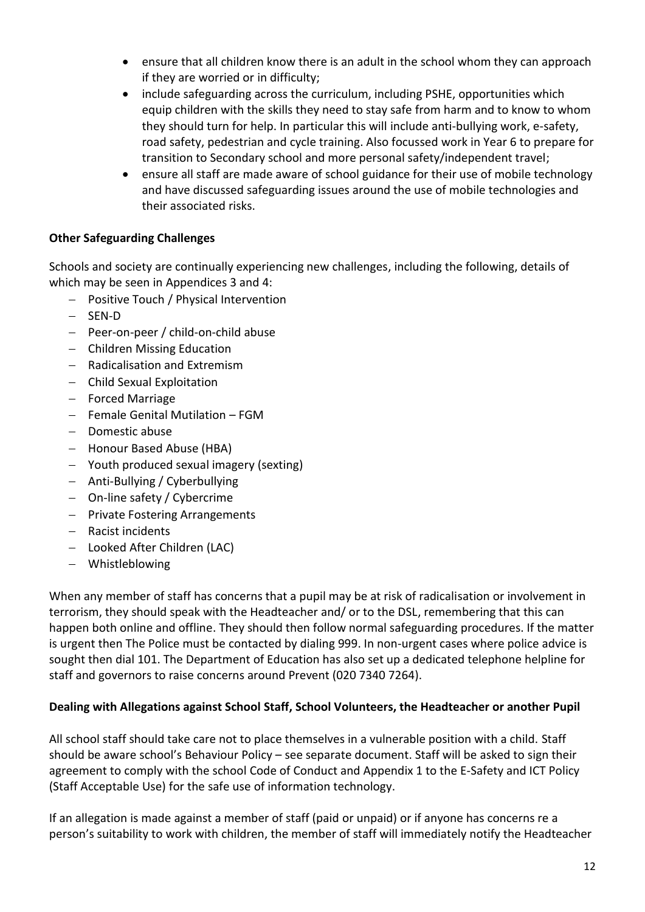- ensure that all children know there is an adult in the school whom they can approach if they are worried or in difficulty;
- include safeguarding across the curriculum, including PSHE, opportunities which equip children with the skills they need to stay safe from harm and to know to whom they should turn for help. In particular this will include anti-bullying work, e-safety, road safety, pedestrian and cycle training. Also focussed work in Year 6 to prepare for transition to Secondary school and more personal safety/independent travel;
- ensure all staff are made aware of school guidance for their use of mobile technology and have discussed safeguarding issues around the use of mobile technologies and their associated risks.

**Other Safeguarding Challenges**

Schools and society are continually experiencing new challenges, including the following, details of which may be seen in Appendices 3 and 4:

- Positive Touch / Physical Intervention
- SEN-D
- Peer-on-peer / child-on-child abuse
- Children Missing Education
- Radicalisation and Extremism
- Child Sexual Exploitation
- Forced Marriage
- Female Genital Mutilation – FGM
- Domestic abuse
- Honour Based Abuse (HBA)
- Youth produced sexual imagery (sexting)
- Anti-Bullying / Cyberbullying
- On-line safety / Cybercrime
- Private Fostering Arrangements
- Racist incidents
- Looked After Children (LAC)
- Whistleblowing

When any member of staff has concerns that a pupil may be at risk of radicalisation or involvement in terrorism, they should speak with the Headteacher and/ or to the DSL, remembering that this can happen both online and offline. They should then follow normal safeguarding procedures. If the matter is urgent then The Police must be contacted by dialing 999. In non-urgent cases where police advice is sought then dial 101. The Department of Education has also set up a dedicated telephone helpline for staff and governors to raise concerns around Prevent (020 7340 7264).

**Dealing with Allegations against School Staff, School Volunteers, the Headteacher or another Pupil**

All school staff should take care not to place themselves in a vulnerable position with a child. Staff should be aware school's Behaviour Policy – see separate document. Staff will be asked to sign their agreement to comply with the school Code of Conduct and Appendix 1 to the E-Safety and ICT Policy (Staff Acceptable Use) for the safe use of information technology.

If an allegation is made against a member of staff (paid or unpaid) or if anyone has concerns re a person's suitability to work with children, the member of staff will immediately notify the Headteacher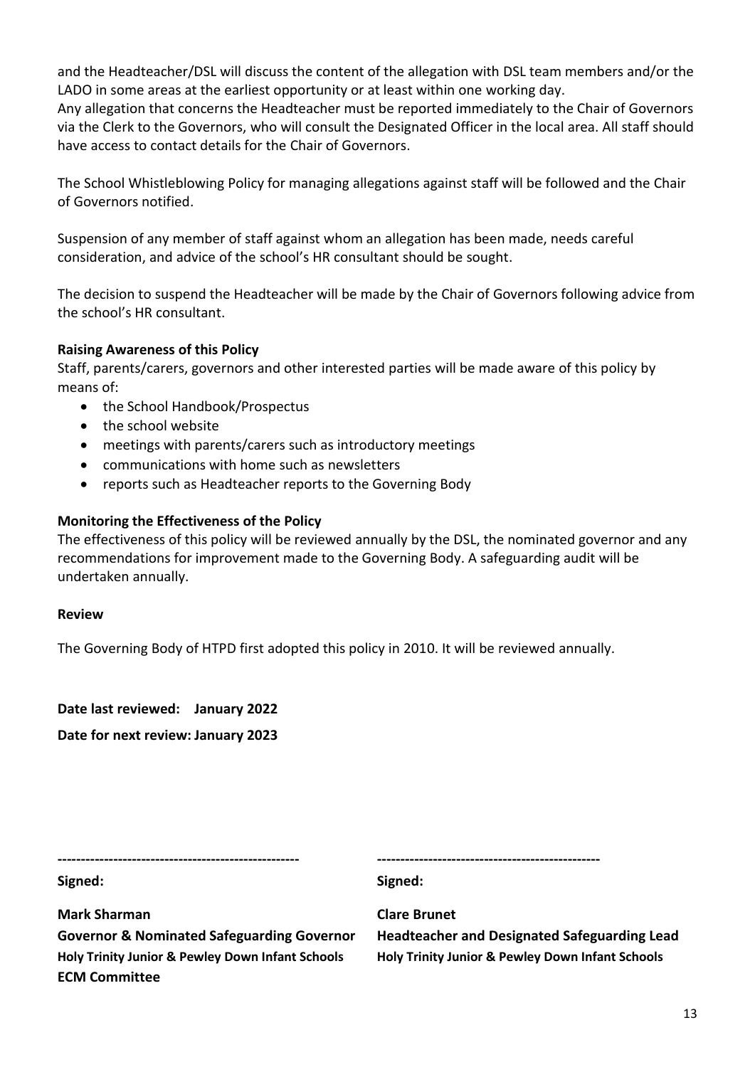and the Headteacher/DSL will discuss the content of the allegation with DSL team members and/or the LADO in some areas at the earliest opportunity or at least within one working day.
Any allegation that concerns the Headteacher must be reported immediately to the Chair of Governors via the Clerk to the Governors, who will consult the Designated Officer in the local area. All staff should have access to contact details for the Chair of Governors.

The School Whistleblowing Policy for managing allegations against staff will be followed and the Chair of Governors notified.

Suspension of any member of staff against whom an allegation has been made, needs careful consideration, and advice of the school's HR consultant should be sought.

The decision to suspend the Headteacher will be made by the Chair of Governors following advice from the school's HR consultant.

**Raising Awareness of this Policy**

Staff, parents/carers, governors and other interested parties will be made aware of this policy by means of:

- the School Handbook/Prospectus
- the school website
- meetings with parents/carers such as introductory meetings
- communications with home such as newsletters
- reports such as Headteacher reports to the Governing Body

**Monitoring the Effectiveness of the Policy**

The effectiveness of this policy will be reviewed annually by the DSL, the nominated governor and any recommendations for improvement made to the Governing Body. A safeguarding audit will be undertaken annually.

**Review**

The Governing Body of HTPD first adopted this policy in 2010. It will be reviewed annually.

**Date last reviewed: January 2022**

**Date for next review: January 2023**

---------------------------------------------------

**Signed:**

**Mark Sharman**
**Governor & Nominated Safeguarding Governor**
**Holy Trinity Junior & Pewley Down Infant Schools**
**ECM Committee**

-----------------------------------------------

**Signed:**

**Clare Brunet**
**Headteacher and Designated Safeguarding Lead**
**Holy Trinity Junior & Pewley Down Infant Schools**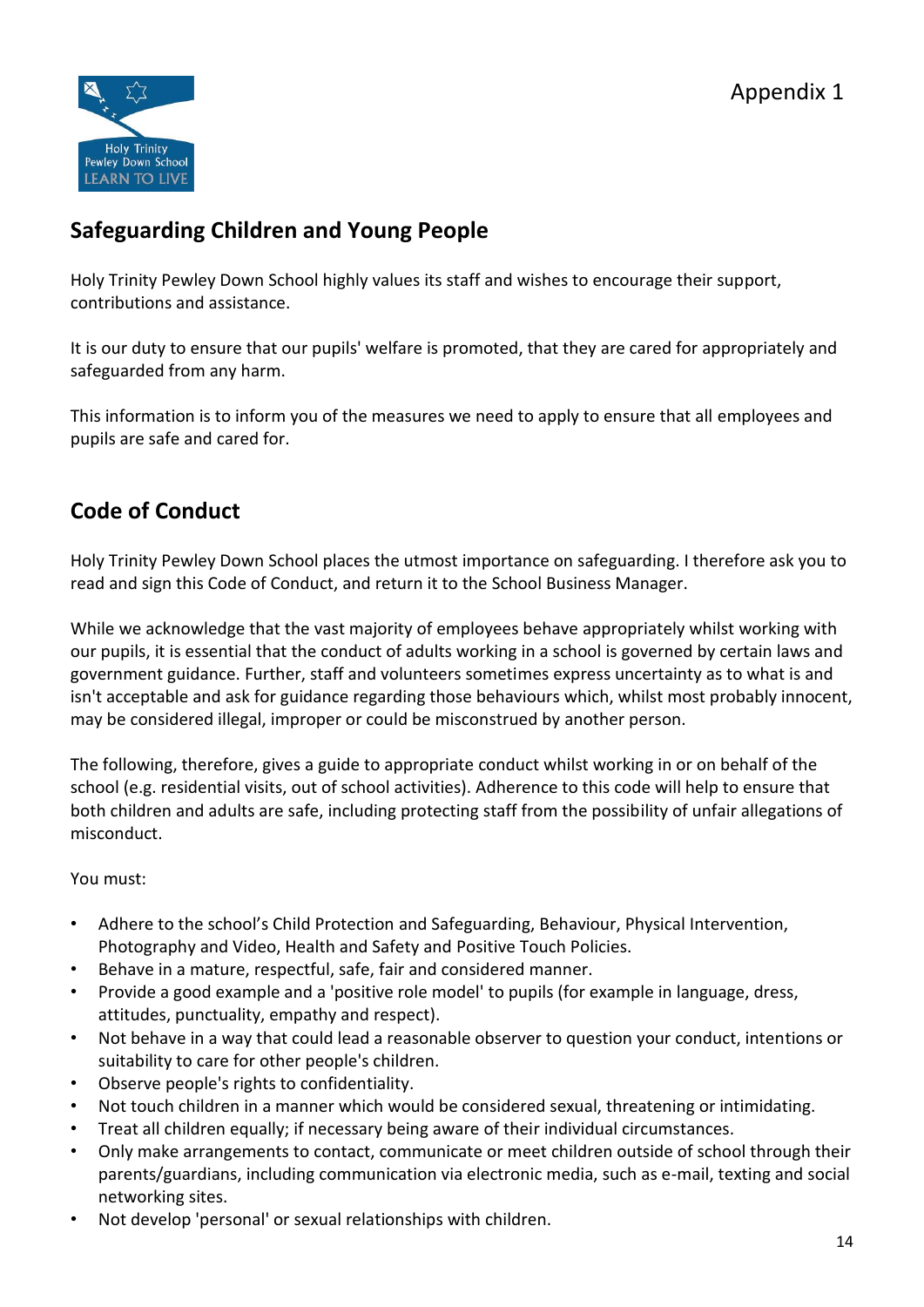Appendix 1

## Safeguarding Children and Young People

Holy Trinity Pewley Down School highly values its staff and wishes to encourage their support, contributions and assistance.

It is our duty to ensure that our pupils' welfare is promoted, that they are cared for appropriately and safeguarded from any harm.

This information is to inform you of the measures we need to apply to ensure that all employees and pupils are safe and cared for.

## Code of Conduct

Holy Trinity Pewley Down School places the utmost importance on safeguarding. I therefore ask you to read and sign this Code of Conduct, and return it to the School Business Manager.

While we acknowledge that the vast majority of employees behave appropriately whilst working with our pupils, it is essential that the conduct of adults working in a school is governed by certain laws and government guidance. Further, staff and volunteers sometimes express uncertainty as to what is and isn't acceptable and ask for guidance regarding those behaviours which, whilst most probably innocent, may be considered illegal, improper or could be misconstrued by another person.

The following, therefore, gives a guide to appropriate conduct whilst working in or on behalf of the school (e.g. residential visits, out of school activities). Adherence to this code will help to ensure that both children and adults are safe, including protecting staff from the possibility of unfair allegations of misconduct.

You must:

- Adhere to the school's Child Protection and Safeguarding, Behaviour, Physical Intervention, Photography and Video, Health and Safety and Positive Touch Policies.
- Behave in a mature, respectful, safe, fair and considered manner.
- Provide a good example and a 'positive role model' to pupils (for example in language, dress, attitudes, punctuality, empathy and respect).
- Not behave in a way that could lead a reasonable observer to question your conduct, intentions or suitability to care for other people's children.
- Observe people's rights to confidentiality.
- Not touch children in a manner which would be considered sexual, threatening or intimidating.
- Treat all children equally; if necessary being aware of their individual circumstances.
- Only make arrangements to contact, communicate or meet children outside of school through their parents/guardians, including communication via electronic media, such as e-mail, texting and social networking sites.
- Not develop 'personal' or sexual relationships with children.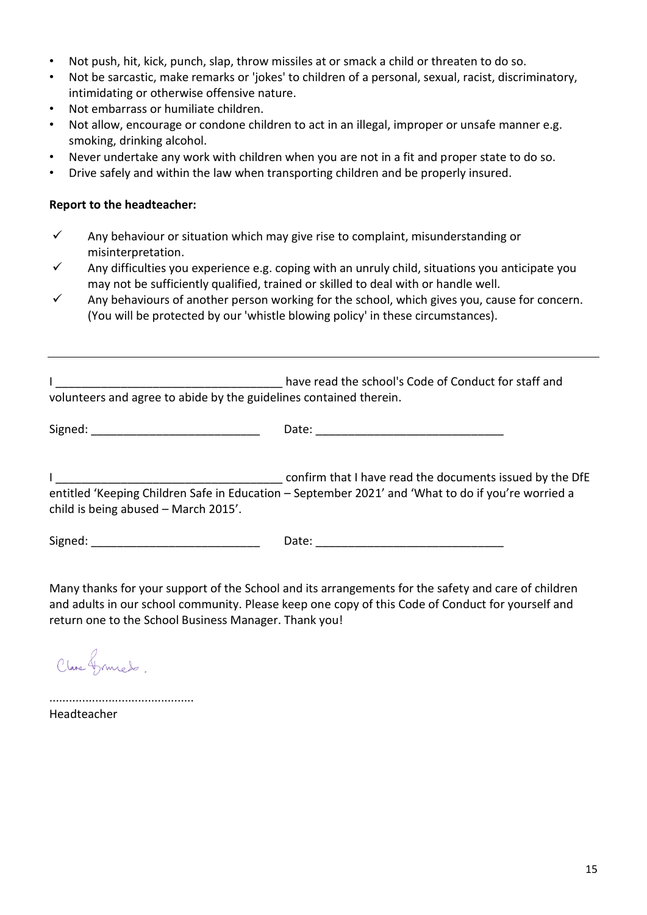- Not push, hit, kick, punch, slap, throw missiles at or smack a child or threaten to do so.
- Not be sarcastic, make remarks or 'jokes' to children of a personal, sexual, racist, discriminatory, intimidating or otherwise offensive nature.
- Not embarrass or humiliate children.
- Not allow, encourage or condone children to act in an illegal, improper or unsafe manner e.g. smoking, drinking alcohol.
- Never undertake any work with children when you are not in a fit and proper state to do so.
- Drive safely and within the law when transporting children and be properly insured.

**Report to the headteacher:**

- ✓ Any behaviour or situation which may give rise to complaint, misunderstanding or misinterpretation.
- ✓ Any difficulties you experience e.g. coping with an unruly child, situations you anticipate you may not be sufficiently qualified, trained or skilled to deal with or handle well.
- ✓ Any behaviours of another person working for the school, which gives you, cause for concern. (You will be protected by our 'whistle blowing policy' in these circumstances).

---

I ___________________________________ have read the school's Code of Conduct for staff and volunteers and agree to abide by the guidelines contained therein.

Signed: __________________________ Date: _____________________________

I ___________________________________ confirm that I have read the documents issued by the DfE entitled 'Keeping Children Safe in Education – September 2021' and 'What to do if you're worried a child is being abused – March 2015'.

Signed: __________________________ Date: _____________________________

Many thanks for your support of the School and its arrangements for the safety and care of children and adults in our school community. Please keep one copy of this Code of Conduct for yourself and return one to the School Business Manager. Thank you!

Clare Grimes.

...........................................
Headteacher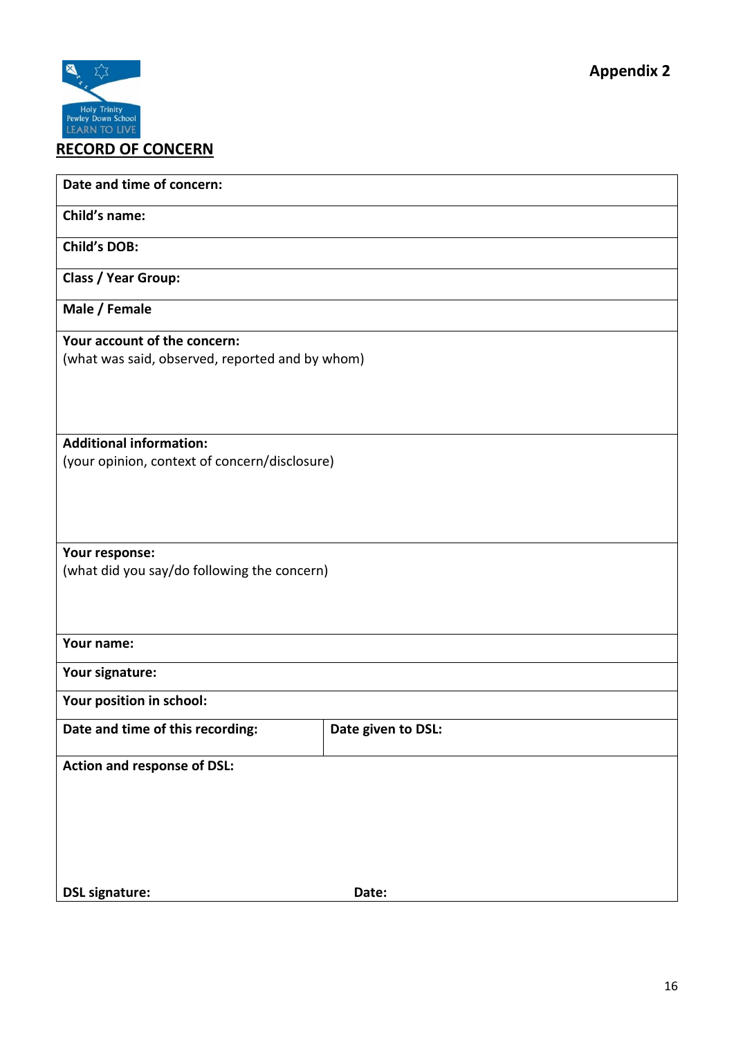Appendix 2

Holy Trinity Pewley Down School
LEARN TO LIVE

**RECORD OF CONCERN**

| **Date and time of concern:** | |
|---|---|
| **Child's name:** | |
| **Child's DOB:** | |
| **Class / Year Group:** | |
| **Male / Female** | |
| **Your account of the concern:**<br>(what was said, observed, reported and by whom) | |
| **Additional information:**<br>(your opinion, context of concern/disclosure) | |
| **Your response:**<br>(what did you say/do following the concern) | |
| **Your name:** | |
| **Your signature:** | |
| **Your position in school:** | |
| **Date and time of this recording:** | **Date given to DSL:** |
| **Action and response of DSL:**<br><br><br>**DSL signature:** | <br><br><br>**Date:** |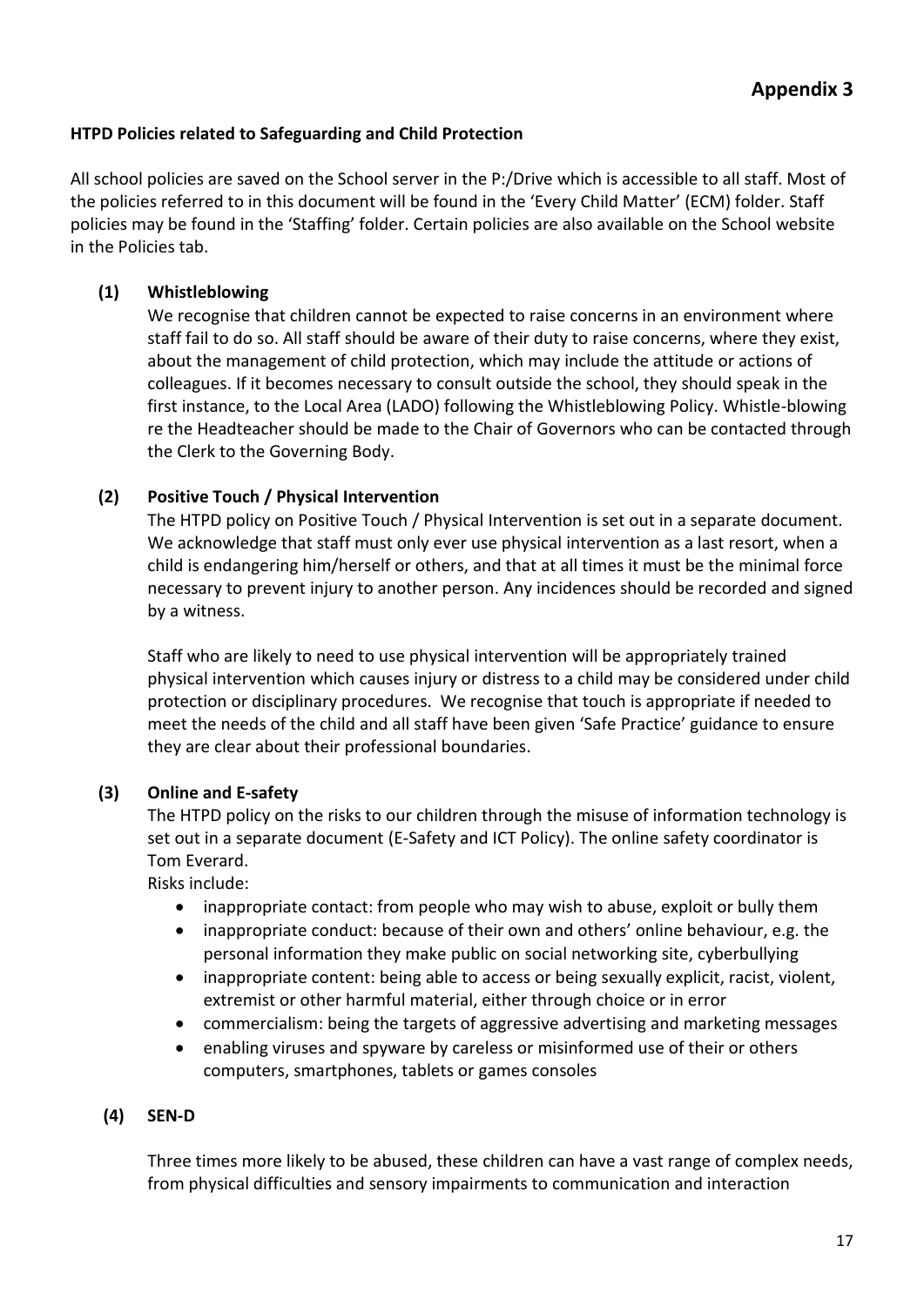# Appendix 3

**HTPD Policies related to Safeguarding and Child Protection**

All school policies are saved on the School server in the P:/Drive which is accessible to all staff. Most of the policies referred to in this document will be found in the 'Every Child Matter' (ECM) folder. Staff policies may be found in the 'Staffing' folder. Certain policies are also available on the School website in the Policies tab.

**(1) Whistleblowing**

We recognise that children cannot be expected to raise concerns in an environment where staff fail to do so. All staff should be aware of their duty to raise concerns, where they exist, about the management of child protection, which may include the attitude or actions of colleagues. If it becomes necessary to consult outside the school, they should speak in the first instance, to the Local Area (LADO) following the Whistleblowing Policy. Whistle-blowing re the Headteacher should be made to the Chair of Governors who can be contacted through the Clerk to the Governing Body.

**(2) Positive Touch / Physical Intervention**

The HTPD policy on Positive Touch / Physical Intervention is set out in a separate document. We acknowledge that staff must only ever use physical intervention as a last resort, when a child is endangering him/herself or others, and that at all times it must be the minimal force necessary to prevent injury to another person. Any incidences should be recorded and signed by a witness.

Staff who are likely to need to use physical intervention will be appropriately trained physical intervention which causes injury or distress to a child may be considered under child protection or disciplinary procedures. We recognise that touch is appropriate if needed to meet the needs of the child and all staff have been given 'Safe Practice' guidance to ensure they are clear about their professional boundaries.

**(3) Online and E-safety**

The HTPD policy on the risks to our children through the misuse of information technology is set out in a separate document (E-Safety and ICT Policy). The online safety coordinator is Tom Everard.

Risks include:

- inappropriate contact: from people who may wish to abuse, exploit or bully them
- inappropriate conduct: because of their own and others' online behaviour, e.g. the personal information they make public on social networking site, cyberbullying
- inappropriate content: being able to access or being sexually explicit, racist, violent, extremist or other harmful material, either through choice or in error
- commercialism: being the targets of aggressive advertising and marketing messages
- enabling viruses and spyware by careless or misinformed use of their or others computers, smartphones, tablets or games consoles

**(4) SEN-D**

Three times more likely to be abused, these children can have a vast range of complex needs, from physical difficulties and sensory impairments to communication and interaction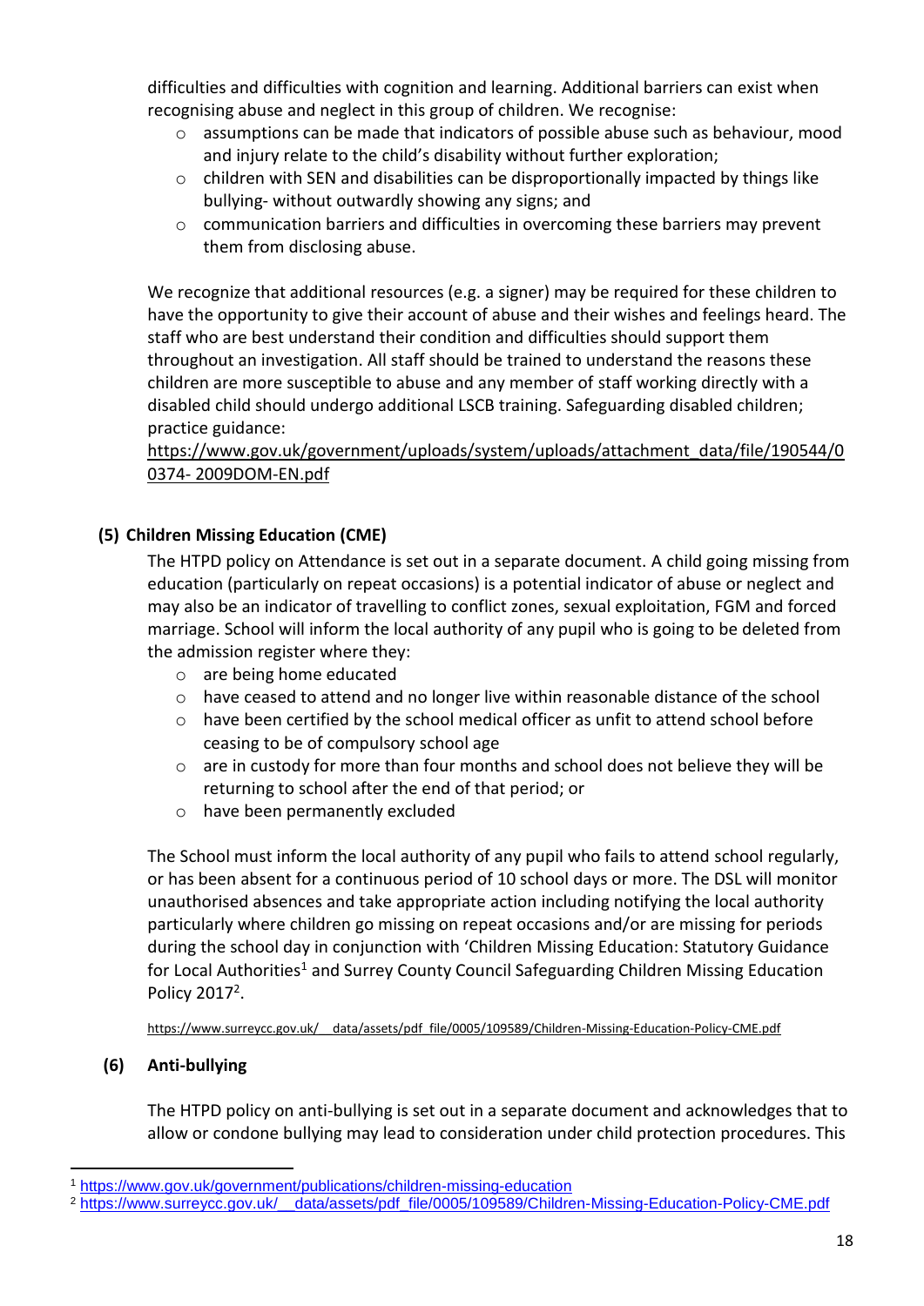difficulties and difficulties with cognition and learning. Additional barriers can exist when recognising abuse and neglect in this group of children. We recognise:

- assumptions can be made that indicators of possible abuse such as behaviour, mood and injury relate to the child's disability without further exploration;
- children with SEN and disabilities can be disproportionally impacted by things like bullying- without outwardly showing any signs; and
- communication barriers and difficulties in overcoming these barriers may prevent them from disclosing abuse.

We recognize that additional resources (e.g. a signer) may be required for these children to have the opportunity to give their account of abuse and their wishes and feelings heard. The staff who are best understand their condition and difficulties should support them throughout an investigation. All staff should be trained to understand the reasons these children are more susceptible to abuse and any member of staff working directly with a disabled child should undergo additional LSCB training. Safeguarding disabled children; practice guidance:
https://www.gov.uk/government/uploads/system/uploads/attachment_data/file/190544/00374- 2009DOM-EN.pdf

**(5) Children Missing Education (CME)**

The HTPD policy on Attendance is set out in a separate document. A child going missing from education (particularly on repeat occasions) is a potential indicator of abuse or neglect and may also be an indicator of travelling to conflict zones, sexual exploitation, FGM and forced marriage. School will inform the local authority of any pupil who is going to be deleted from the admission register where they:

- are being home educated
- have ceased to attend and no longer live within reasonable distance of the school
- have been certified by the school medical officer as unfit to attend school before ceasing to be of compulsory school age
- are in custody for more than four months and school does not believe they will be returning to school after the end of that period; or
- have been permanently excluded

The School must inform the local authority of any pupil who fails to attend school regularly, or has been absent for a continuous period of 10 school days or more. The DSL will monitor unauthorised absences and take appropriate action including notifying the local authority particularly where children go missing on repeat occasions and/or are missing for periods during the school day in conjunction with 'Children Missing Education: Statutory Guidance for Local Authorities[1] and Surrey County Council Safeguarding Children Missing Education Policy 2017[2].

https://www.surreycc.gov.uk/__data/assets/pdf_file/0005/109589/Children-Missing-Education-Policy-CME.pdf

**(6) Anti-bullying**

The HTPD policy on anti-bullying is set out in a separate document and acknowledges that to allow or condone bullying may lead to consideration under child protection procedures. This

[1] https://www.gov.uk/government/publications/children-missing-education

[2] https://www.surreycc.gov.uk/__data/assets/pdf_file/0005/109589/Children-Missing-Education-Policy-CME.pdf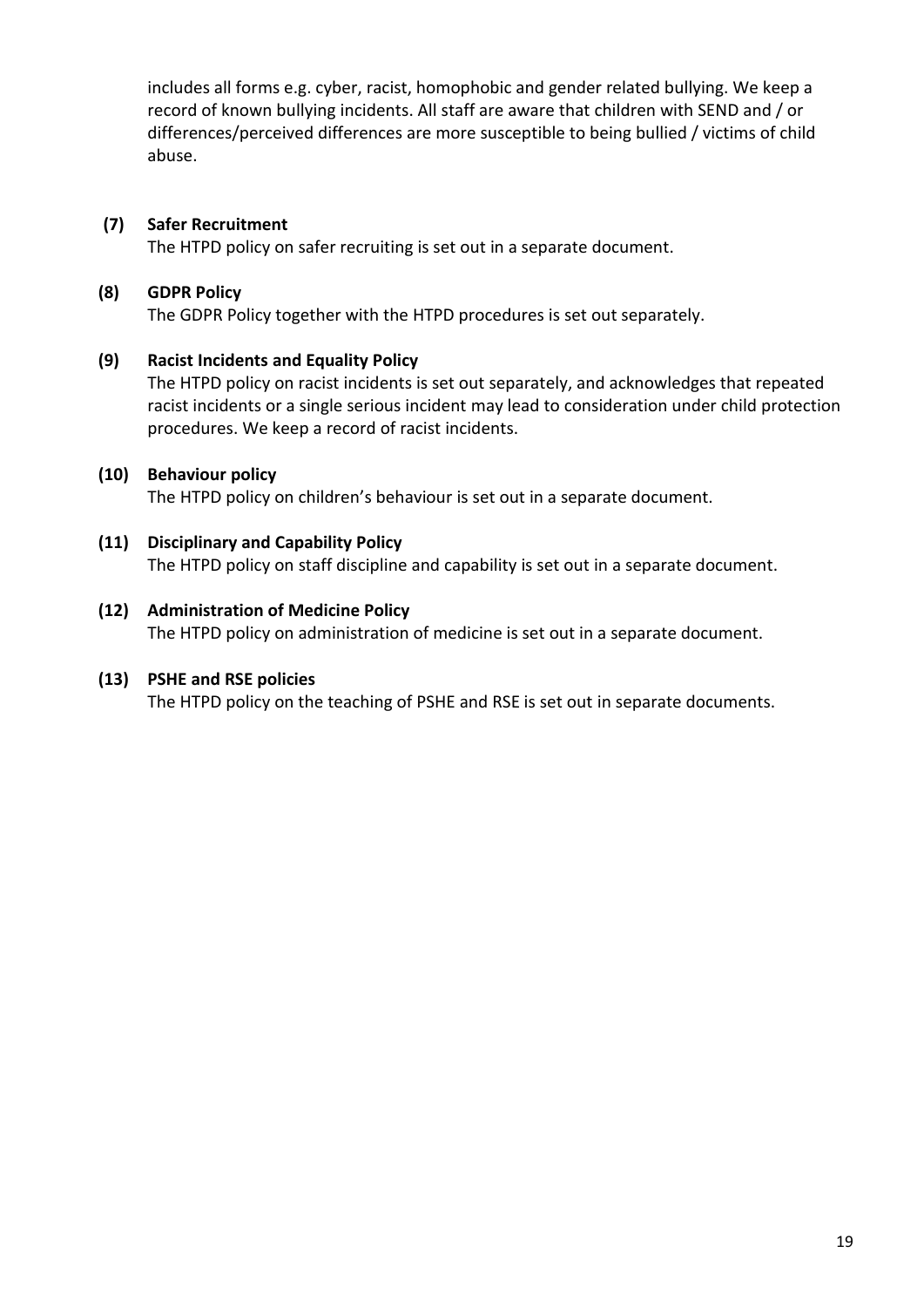includes all forms e.g. cyber, racist, homophobic and gender related bullying. We keep a record of known bullying incidents. All staff are aware that children with SEND and / or differences/perceived differences are more susceptible to being bullied / victims of child abuse.

**(7) Safer Recruitment**

The HTPD policy on safer recruiting is set out in a separate document.

**(8) GDPR Policy**

The GDPR Policy together with the HTPD procedures is set out separately.

**(9) Racist Incidents and Equality Policy**

The HTPD policy on racist incidents is set out separately, and acknowledges that repeated racist incidents or a single serious incident may lead to consideration under child protection procedures. We keep a record of racist incidents.

**(10) Behaviour policy**

The HTPD policy on children's behaviour is set out in a separate document.

**(11) Disciplinary and Capability Policy**

The HTPD policy on staff discipline and capability is set out in a separate document.

**(12) Administration of Medicine Policy**

The HTPD policy on administration of medicine is set out in a separate document.

**(13) PSHE and RSE policies**

The HTPD policy on the teaching of PSHE and RSE is set out in separate documents.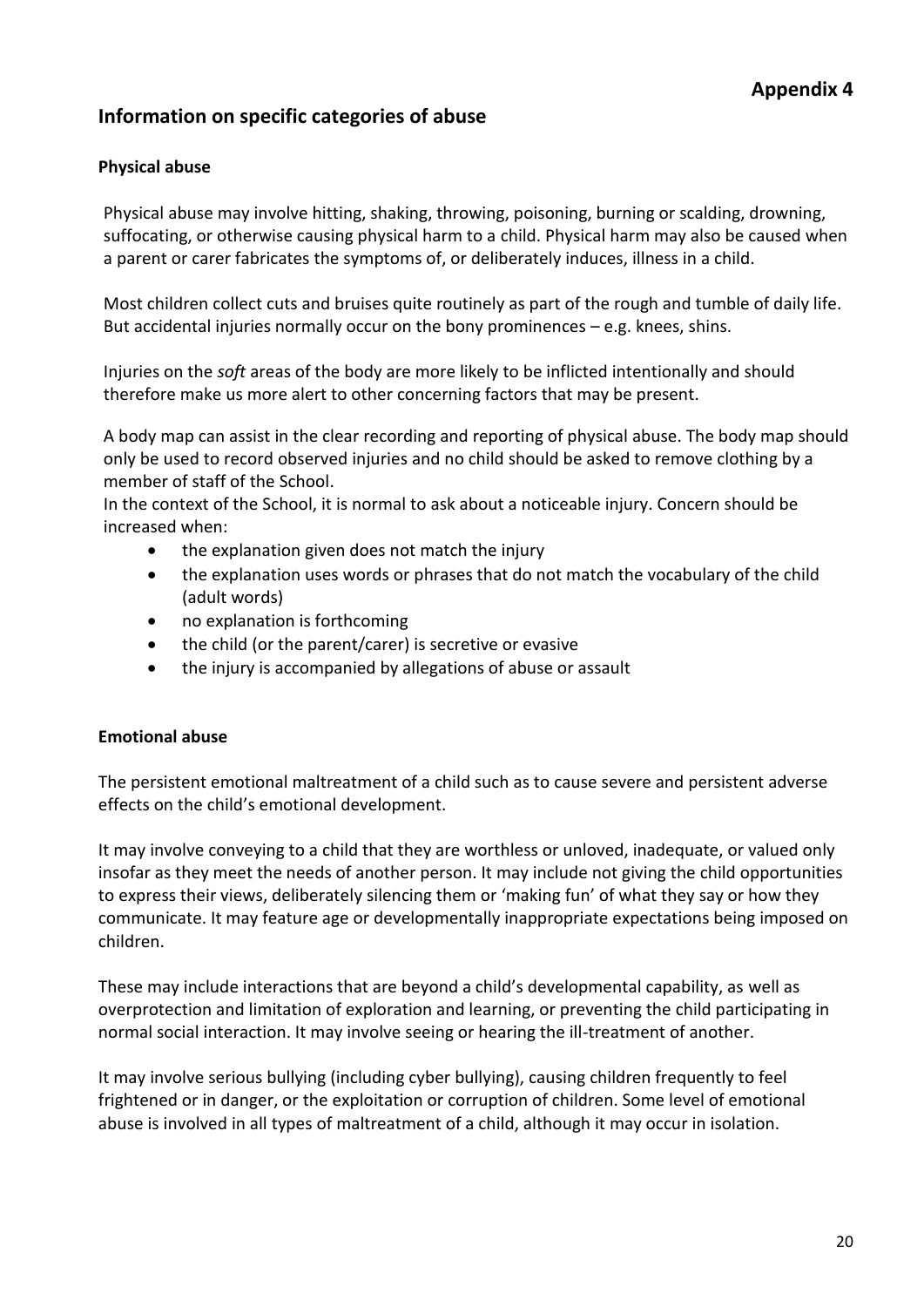**Appendix 4**

## Information on specific categories of abuse

### Physical abuse

Physical abuse may involve hitting, shaking, throwing, poisoning, burning or scalding, drowning, suffocating, or otherwise causing physical harm to a child. Physical harm may also be caused when a parent or carer fabricates the symptoms of, or deliberately induces, illness in a child.

Most children collect cuts and bruises quite routinely as part of the rough and tumble of daily life. But accidental injuries normally occur on the bony prominences – e.g. knees, shins.

Injuries on the *soft* areas of the body are more likely to be inflicted intentionally and should therefore make us more alert to other concerning factors that may be present.

A body map can assist in the clear recording and reporting of physical abuse. The body map should only be used to record observed injuries and no child should be asked to remove clothing by a member of staff of the School.

In the context of the School, it is normal to ask about a noticeable injury. Concern should be increased when:

- the explanation given does not match the injury
- the explanation uses words or phrases that do not match the vocabulary of the child (adult words)
- no explanation is forthcoming
- the child (or the parent/carer) is secretive or evasive
- the injury is accompanied by allegations of abuse or assault

### Emotional abuse

The persistent emotional maltreatment of a child such as to cause severe and persistent adverse effects on the child's emotional development.

It may involve conveying to a child that they are worthless or unloved, inadequate, or valued only insofar as they meet the needs of another person. It may include not giving the child opportunities to express their views, deliberately silencing them or 'making fun' of what they say or how they communicate. It may feature age or developmentally inappropriate expectations being imposed on children.

These may include interactions that are beyond a child's developmental capability, as well as overprotection and limitation of exploration and learning, or preventing the child participating in normal social interaction. It may involve seeing or hearing the ill-treatment of another.

It may involve serious bullying (including cyber bullying), causing children frequently to feel frightened or in danger, or the exploitation or corruption of children. Some level of emotional abuse is involved in all types of maltreatment of a child, although it may occur in isolation.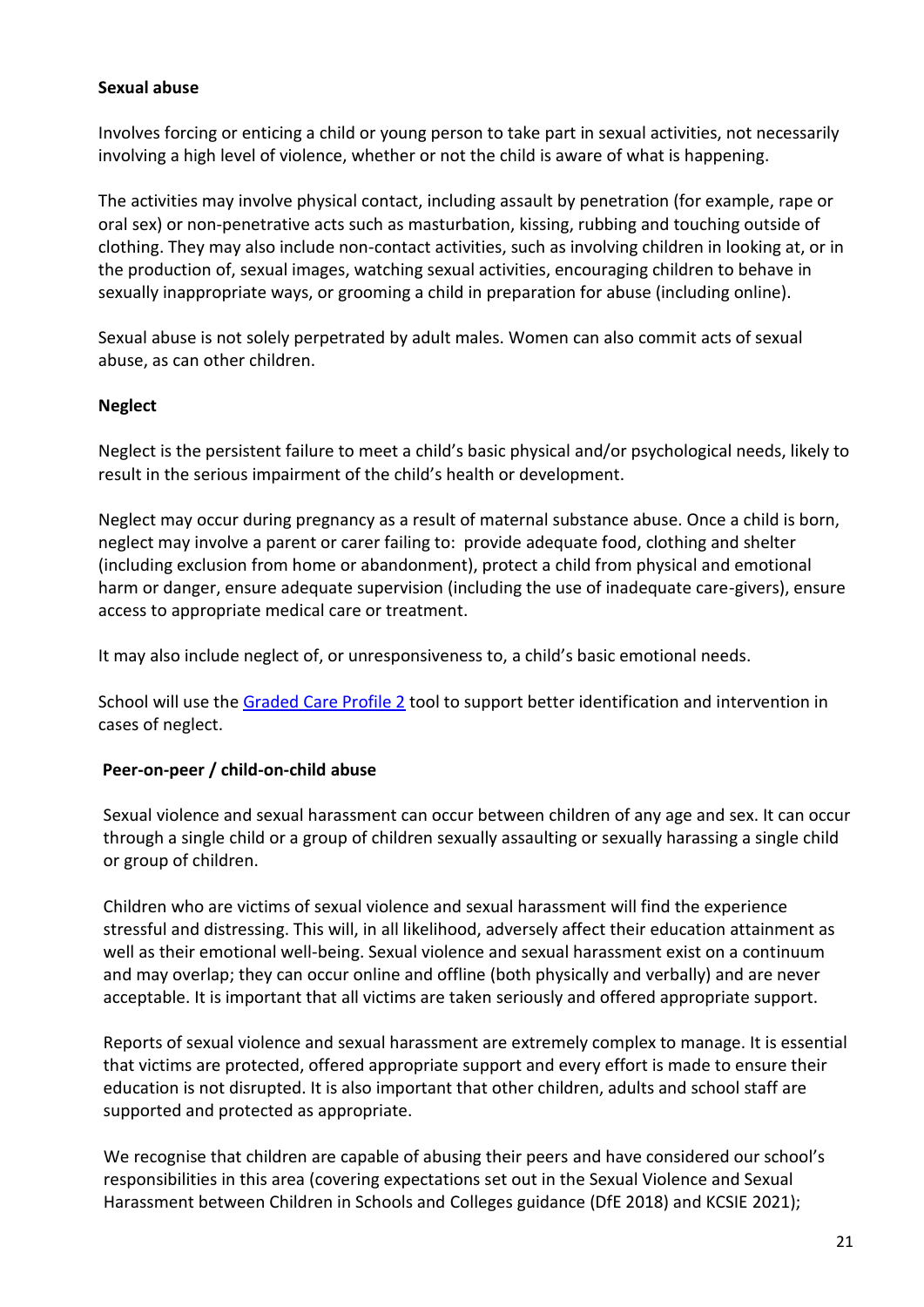**Sexual abuse**

Involves forcing or enticing a child or young person to take part in sexual activities, not necessarily involving a high level of violence, whether or not the child is aware of what is happening.

The activities may involve physical contact, including assault by penetration (for example, rape or oral sex) or non-penetrative acts such as masturbation, kissing, rubbing and touching outside of clothing. They may also include non-contact activities, such as involving children in looking at, or in the production of, sexual images, watching sexual activities, encouraging children to behave in sexually inappropriate ways, or grooming a child in preparation for abuse (including online).

Sexual abuse is not solely perpetrated by adult males. Women can also commit acts of sexual abuse, as can other children.

**Neglect**

Neglect is the persistent failure to meet a child's basic physical and/or psychological needs, likely to result in the serious impairment of the child's health or development.

Neglect may occur during pregnancy as a result of maternal substance abuse. Once a child is born, neglect may involve a parent or carer failing to: provide adequate food, clothing and shelter (including exclusion from home or abandonment), protect a child from physical and emotional harm or danger, ensure adequate supervision (including the use of inadequate care-givers), ensure access to appropriate medical care or treatment.

It may also include neglect of, or unresponsiveness to, a child's basic emotional needs.

School will use the [Graded Care Profile 2] tool to support better identification and intervention in cases of neglect.

**Peer-on-peer / child-on-child abuse**

Sexual violence and sexual harassment can occur between children of any age and sex. It can occur through a single child or a group of children sexually assaulting or sexually harassing a single child or group of children.

Children who are victims of sexual violence and sexual harassment will find the experience stressful and distressing. This will, in all likelihood, adversely affect their education attainment as well as their emotional well-being. Sexual violence and sexual harassment exist on a continuum and may overlap; they can occur online and offline (both physically and verbally) and are never acceptable. It is important that all victims are taken seriously and offered appropriate support.

Reports of sexual violence and sexual harassment are extremely complex to manage. It is essential that victims are protected, offered appropriate support and every effort is made to ensure their education is not disrupted. It is also important that other children, adults and school staff are supported and protected as appropriate.

We recognise that children are capable of abusing their peers and have considered our school's responsibilities in this area (covering expectations set out in the Sexual Violence and Sexual Harassment between Children in Schools and Colleges guidance (DfE 2018) and KCSIE 2021);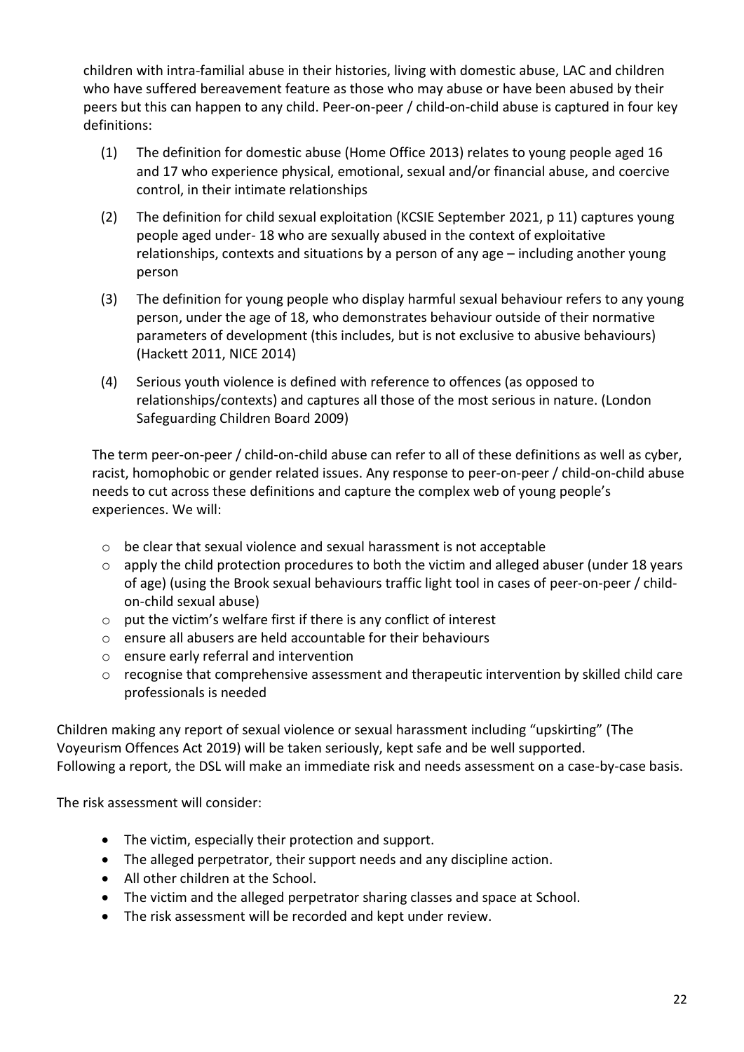children with intra-familial abuse in their histories, living with domestic abuse, LAC and children who have suffered bereavement feature as those who may abuse or have been abused by their peers but this can happen to any child. Peer-on-peer / child-on-child abuse is captured in four key definitions:

(1) The definition for domestic abuse (Home Office 2013) relates to young people aged 16 and 17 who experience physical, emotional, sexual and/or financial abuse, and coercive control, in their intimate relationships

(2) The definition for child sexual exploitation (KCSIE September 2021, p 11) captures young people aged under- 18 who are sexually abused in the context of exploitative relationships, contexts and situations by a person of any age – including another young person

(3) The definition for young people who display harmful sexual behaviour refers to any young person, under the age of 18, who demonstrates behaviour outside of their normative parameters of development (this includes, but is not exclusive to abusive behaviours) (Hackett 2011, NICE 2014)

(4) Serious youth violence is defined with reference to offences (as opposed to relationships/contexts) and captures all those of the most serious in nature. (London Safeguarding Children Board 2009)

The term peer-on-peer / child-on-child abuse can refer to all of these definitions as well as cyber, racist, homophobic or gender related issues. Any response to peer-on-peer / child-on-child abuse needs to cut across these definitions and capture the complex web of young people's experiences. We will:

- be clear that sexual violence and sexual harassment is not acceptable
- apply the child protection procedures to both the victim and alleged abuser (under 18 years of age) (using the Brook sexual behaviours traffic light tool in cases of peer-on-peer / child-on-child sexual abuse)
- put the victim's welfare first if there is any conflict of interest
- ensure all abusers are held accountable for their behaviours
- ensure early referral and intervention
- recognise that comprehensive assessment and therapeutic intervention by skilled child care professionals is needed

Children making any report of sexual violence or sexual harassment including "upskirting" (The Voyeurism Offences Act 2019) will be taken seriously, kept safe and be well supported.
Following a report, the DSL will make an immediate risk and needs assessment on a case-by-case basis.

The risk assessment will consider:

- The victim, especially their protection and support.
- The alleged perpetrator, their support needs and any discipline action.
- All other children at the School.
- The victim and the alleged perpetrator sharing classes and space at School.
- The risk assessment will be recorded and kept under review.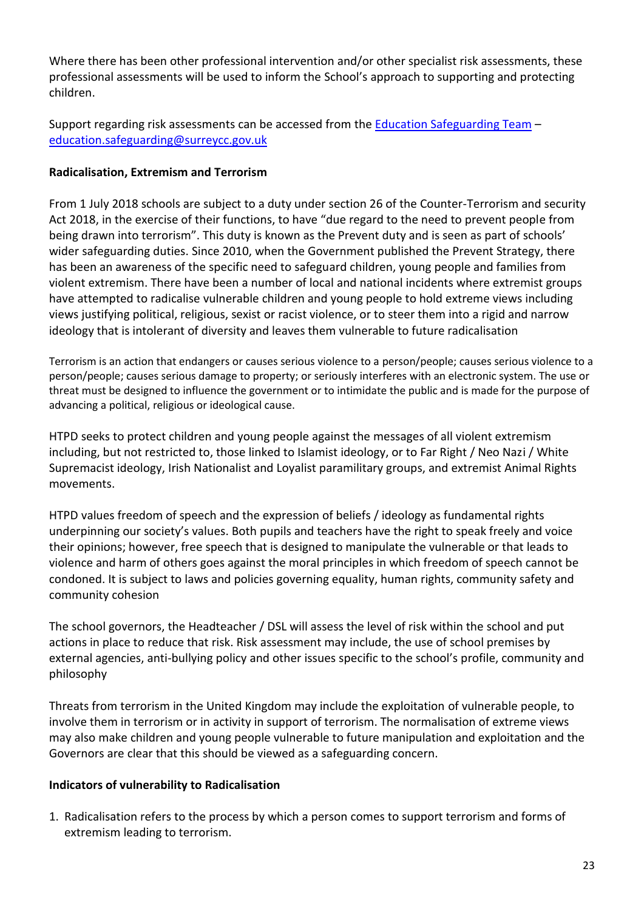Where there has been other professional intervention and/or other specialist risk assessments, these professional assessments will be used to inform the School's approach to supporting and protecting children.

Support regarding risk assessments can be accessed from the [Education Safeguarding Team](mailto:education.safeguarding@surreycc.gov.uk) – [education.safeguarding@surreycc.gov.uk](mailto:education.safeguarding@surreycc.gov.uk)

**Radicalisation, Extremism and Terrorism**

From 1 July 2018 schools are subject to a duty under section 26 of the Counter-Terrorism and security Act 2018, in the exercise of their functions, to have "due regard to the need to prevent people from being drawn into terrorism". This duty is known as the Prevent duty and is seen as part of schools' wider safeguarding duties. Since 2010, when the Government published the Prevent Strategy, there has been an awareness of the specific need to safeguard children, young people and families from violent extremism. There have been a number of local and national incidents where extremist groups have attempted to radicalise vulnerable children and young people to hold extreme views including views justifying political, religious, sexist or racist violence, or to steer them into a rigid and narrow ideology that is intolerant of diversity and leaves them vulnerable to future radicalisation

Terrorism is an action that endangers or causes serious violence to a person/people; causes serious violence to a person/people; causes serious damage to property; or seriously interferes with an electronic system. The use or threat must be designed to influence the government or to intimidate the public and is made for the purpose of advancing a political, religious or ideological cause.

HTPD seeks to protect children and young people against the messages of all violent extremism including, but not restricted to, those linked to Islamist ideology, or to Far Right / Neo Nazi / White Supremacist ideology, Irish Nationalist and Loyalist paramilitary groups, and extremist Animal Rights movements.

HTPD values freedom of speech and the expression of beliefs / ideology as fundamental rights underpinning our society's values. Both pupils and teachers have the right to speak freely and voice their opinions; however, free speech that is designed to manipulate the vulnerable or that leads to violence and harm of others goes against the moral principles in which freedom of speech cannot be condoned. It is subject to laws and policies governing equality, human rights, community safety and community cohesion

The school governors, the Headteacher / DSL will assess the level of risk within the school and put actions in place to reduce that risk. Risk assessment may include, the use of school premises by external agencies, anti-bullying policy and other issues specific to the school's profile, community and philosophy

Threats from terrorism in the United Kingdom may include the exploitation of vulnerable people, to involve them in terrorism or in activity in support of terrorism. The normalisation of extreme views may also make children and young people vulnerable to future manipulation and exploitation and the Governors are clear that this should be viewed as a safeguarding concern.

**Indicators of vulnerability to Radicalisation**

1. Radicalisation refers to the process by which a person comes to support terrorism and forms of extremism leading to terrorism.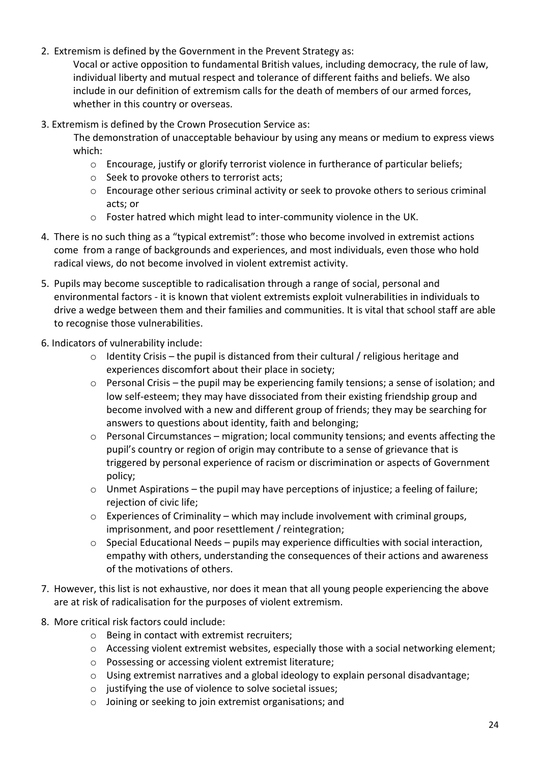2. Extremism is defined by the Government in the Prevent Strategy as:

   Vocal or active opposition to fundamental British values, including democracy, the rule of law, individual liberty and mutual respect and tolerance of different faiths and beliefs. We also include in our definition of extremism calls for the death of members of our armed forces, whether in this country or overseas.

3. Extremism is defined by the Crown Prosecution Service as:

   The demonstration of unacceptable behaviour by using any means or medium to express views which:

   - Encourage, justify or glorify terrorist violence in furtherance of particular beliefs;
   - Seek to provoke others to terrorist acts;
   - Encourage other serious criminal activity or seek to provoke others to serious criminal acts; or
   - Foster hatred which might lead to inter-community violence in the UK.

4. There is no such thing as a "typical extremist": those who become involved in extremist actions come from a range of backgrounds and experiences, and most individuals, even those who hold radical views, do not become involved in violent extremist activity.

5. Pupils may become susceptible to radicalisation through a range of social, personal and environmental factors - it is known that violent extremists exploit vulnerabilities in individuals to drive a wedge between them and their families and communities. It is vital that school staff are able to recognise those vulnerabilities.

6. Indicators of vulnerability include:

   - Identity Crisis – the pupil is distanced from their cultural / religious heritage and experiences discomfort about their place in society;
   - Personal Crisis – the pupil may be experiencing family tensions; a sense of isolation; and low self-esteem; they may have dissociated from their existing friendship group and become involved with a new and different group of friends; they may be searching for answers to questions about identity, faith and belonging;
   - Personal Circumstances – migration; local community tensions; and events affecting the pupil's country or region of origin may contribute to a sense of grievance that is triggered by personal experience of racism or discrimination or aspects of Government policy;
   - Unmet Aspirations – the pupil may have perceptions of injustice; a feeling of failure; rejection of civic life;
   - Experiences of Criminality – which may include involvement with criminal groups, imprisonment, and poor resettlement / reintegration;
   - Special Educational Needs – pupils may experience difficulties with social interaction, empathy with others, understanding the consequences of their actions and awareness of the motivations of others.

7. However, this list is not exhaustive, nor does it mean that all young people experiencing the above are at risk of radicalisation for the purposes of violent extremism.

8. More critical risk factors could include:

   - Being in contact with extremist recruiters;
   - Accessing violent extremist websites, especially those with a social networking element;
   - Possessing or accessing violent extremist literature;
   - Using extremist narratives and a global ideology to explain personal disadvantage;
   - justifying the use of violence to solve societal issues;
   - Joining or seeking to join extremist organisations; and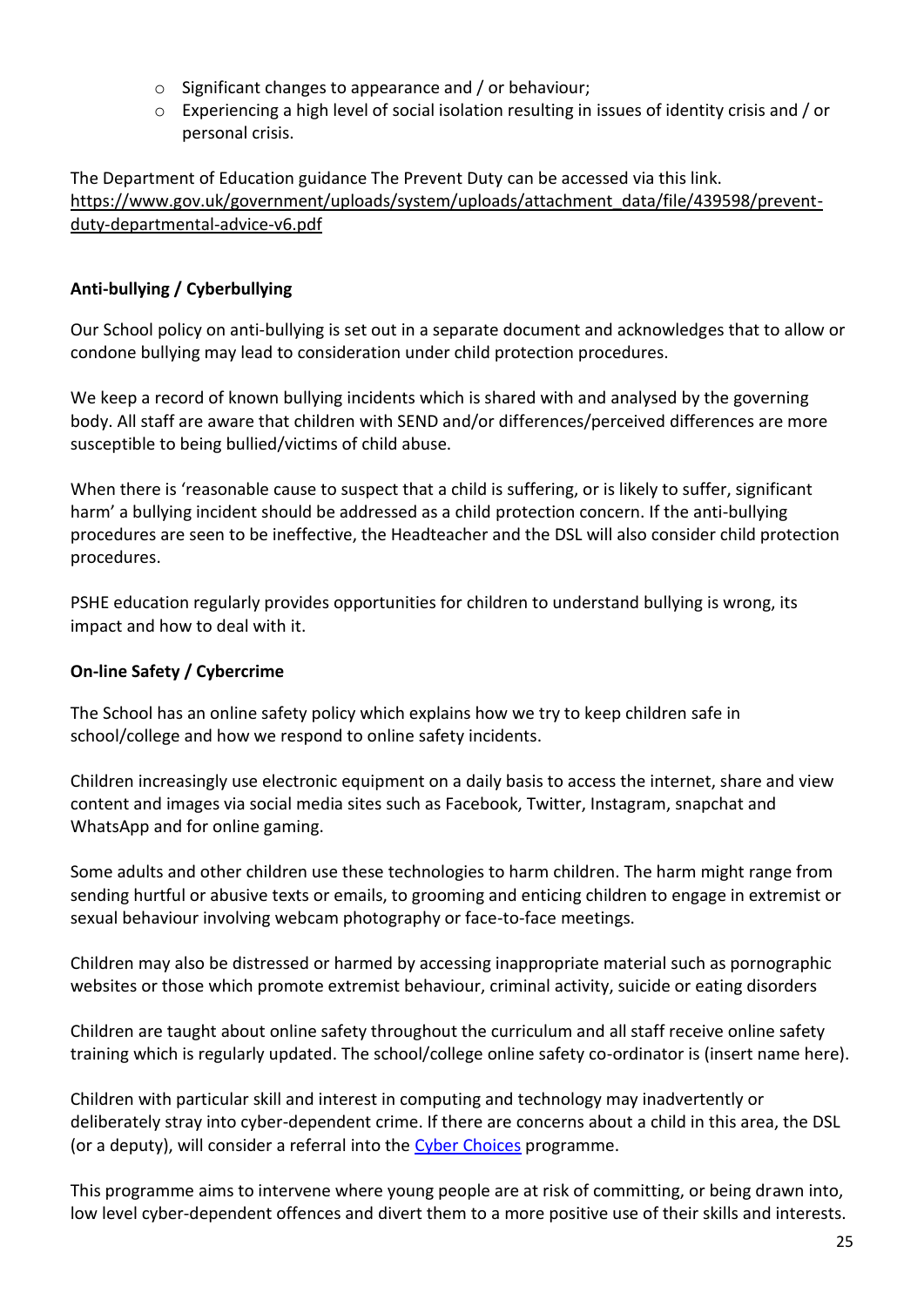- Significant changes to appearance and / or behaviour;
- Experiencing a high level of social isolation resulting in issues of identity crisis and / or personal crisis.

The Department of Education guidance The Prevent Duty can be accessed via this link. https://www.gov.uk/government/uploads/system/uploads/attachment_data/file/439598/prevent-duty-departmental-advice-v6.pdf

**Anti-bullying / Cyberbullying**

Our School policy on anti-bullying is set out in a separate document and acknowledges that to allow or condone bullying may lead to consideration under child protection procedures.

We keep a record of known bullying incidents which is shared with and analysed by the governing body. All staff are aware that children with SEND and/or differences/perceived differences are more susceptible to being bullied/victims of child abuse.

When there is 'reasonable cause to suspect that a child is suffering, or is likely to suffer, significant harm' a bullying incident should be addressed as a child protection concern. If the anti-bullying procedures are seen to be ineffective, the Headteacher and the DSL will also consider child protection procedures.

PSHE education regularly provides opportunities for children to understand bullying is wrong, its impact and how to deal with it.

**On-line Safety / Cybercrime**

The School has an online safety policy which explains how we try to keep children safe in school/college and how we respond to online safety incidents.

Children increasingly use electronic equipment on a daily basis to access the internet, share and view content and images via social media sites such as Facebook, Twitter, Instagram, snapchat and WhatsApp and for online gaming.

Some adults and other children use these technologies to harm children. The harm might range from sending hurtful or abusive texts or emails, to grooming and enticing children to engage in extremist or sexual behaviour involving webcam photography or face-to-face meetings.

Children may also be distressed or harmed by accessing inappropriate material such as pornographic websites or those which promote extremist behaviour, criminal activity, suicide or eating disorders

Children are taught about online safety throughout the curriculum and all staff receive online safety training which is regularly updated. The school/college online safety co-ordinator is (insert name here).

Children with particular skill and interest in computing and technology may inadvertently or deliberately stray into cyber-dependent crime. If there are concerns about a child in this area, the DSL (or a deputy), will consider a referral into the Cyber Choices programme.

This programme aims to intervene where young people are at risk of committing, or being drawn into, low level cyber-dependent offences and divert them to a more positive use of their skills and interests.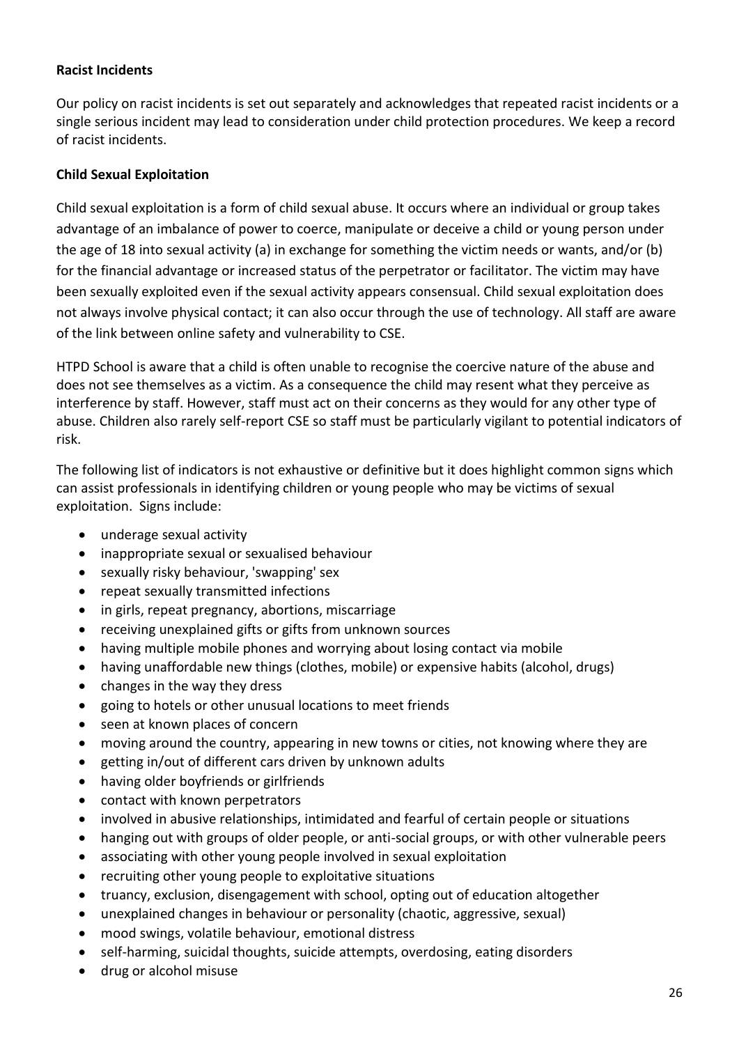**Racist Incidents**

Our policy on racist incidents is set out separately and acknowledges that repeated racist incidents or a single serious incident may lead to consideration under child protection procedures. We keep a record of racist incidents.

**Child Sexual Exploitation**

Child sexual exploitation is a form of child sexual abuse. It occurs where an individual or group takes advantage of an imbalance of power to coerce, manipulate or deceive a child or young person under the age of 18 into sexual activity (a) in exchange for something the victim needs or wants, and/or (b) for the financial advantage or increased status of the perpetrator or facilitator. The victim may have been sexually exploited even if the sexual activity appears consensual. Child sexual exploitation does not always involve physical contact; it can also occur through the use of technology. All staff are aware of the link between online safety and vulnerability to CSE.

HTPD School is aware that a child is often unable to recognise the coercive nature of the abuse and does not see themselves as a victim. As a consequence the child may resent what they perceive as interference by staff. However, staff must act on their concerns as they would for any other type of abuse. Children also rarely self-report CSE so staff must be particularly vigilant to potential indicators of risk.

The following list of indicators is not exhaustive or definitive but it does highlight common signs which can assist professionals in identifying children or young people who may be victims of sexual exploitation. Signs include:

- underage sexual activity
- inappropriate sexual or sexualised behaviour
- sexually risky behaviour, 'swapping' sex
- repeat sexually transmitted infections
- in girls, repeat pregnancy, abortions, miscarriage
- receiving unexplained gifts or gifts from unknown sources
- having multiple mobile phones and worrying about losing contact via mobile
- having unaffordable new things (clothes, mobile) or expensive habits (alcohol, drugs)
- changes in the way they dress
- going to hotels or other unusual locations to meet friends
- seen at known places of concern
- moving around the country, appearing in new towns or cities, not knowing where they are
- getting in/out of different cars driven by unknown adults
- having older boyfriends or girlfriends
- contact with known perpetrators
- involved in abusive relationships, intimidated and fearful of certain people or situations
- hanging out with groups of older people, or anti-social groups, or with other vulnerable peers
- associating with other young people involved in sexual exploitation
- recruiting other young people to exploitative situations
- truancy, exclusion, disengagement with school, opting out of education altogether
- unexplained changes in behaviour or personality (chaotic, aggressive, sexual)
- mood swings, volatile behaviour, emotional distress
- self-harming, suicidal thoughts, suicide attempts, overdosing, eating disorders
- drug or alcohol misuse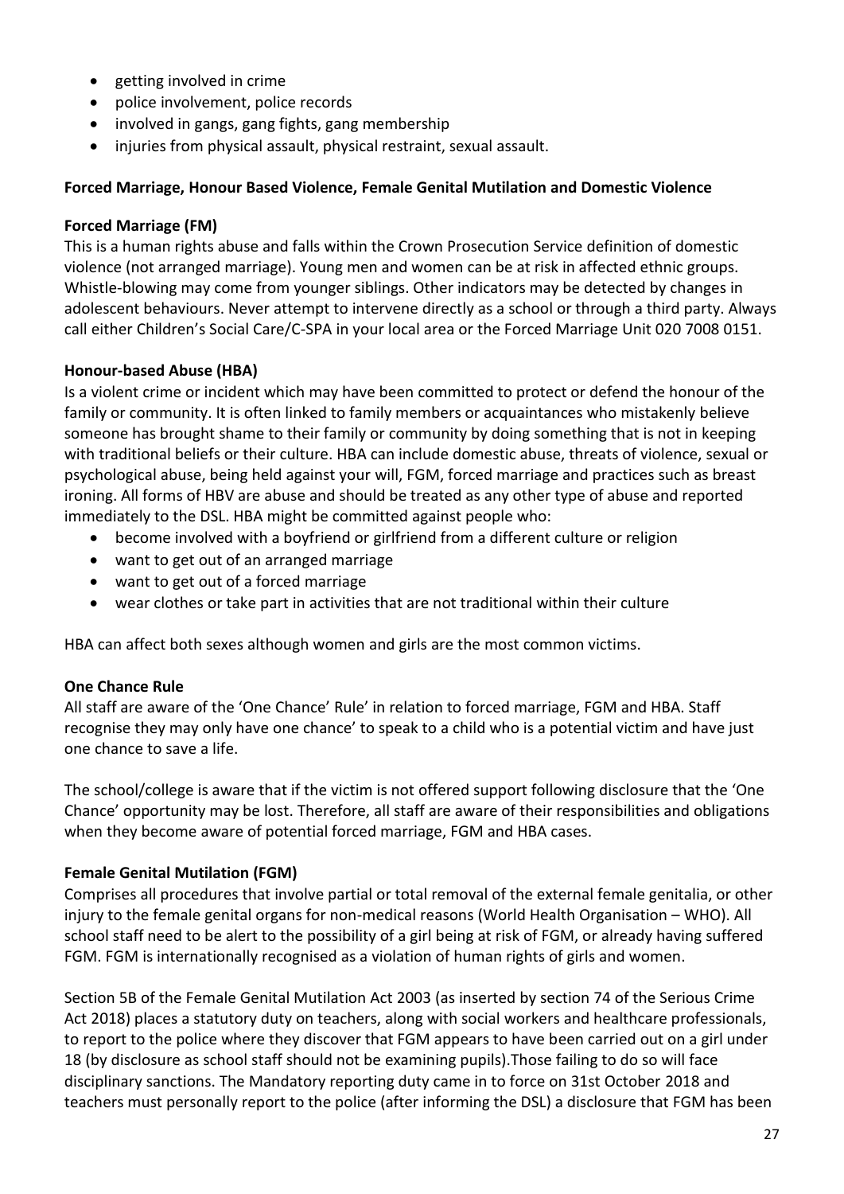- getting involved in crime
- police involvement, police records
- involved in gangs, gang fights, gang membership
- injuries from physical assault, physical restraint, sexual assault.

**Forced Marriage, Honour Based Violence, Female Genital Mutilation and Domestic Violence**

**Forced Marriage (FM)**

This is a human rights abuse and falls within the Crown Prosecution Service definition of domestic violence (not arranged marriage). Young men and women can be at risk in affected ethnic groups. Whistle-blowing may come from younger siblings. Other indicators may be detected by changes in adolescent behaviours. Never attempt to intervene directly as a school or through a third party. Always call either Children's Social Care/C-SPA in your local area or the Forced Marriage Unit 020 7008 0151.

**Honour-based Abuse (HBA)**

Is a violent crime or incident which may have been committed to protect or defend the honour of the family or community. It is often linked to family members or acquaintances who mistakenly believe someone has brought shame to their family or community by doing something that is not in keeping with traditional beliefs or their culture. HBA can include domestic abuse, threats of violence, sexual or psychological abuse, being held against your will, FGM, forced marriage and practices such as breast ironing. All forms of HBV are abuse and should be treated as any other type of abuse and reported immediately to the DSL. HBA might be committed against people who:

- become involved with a boyfriend or girlfriend from a different culture or religion
- want to get out of an arranged marriage
- want to get out of a forced marriage
- wear clothes or take part in activities that are not traditional within their culture

HBA can affect both sexes although women and girls are the most common victims.

**One Chance Rule**

All staff are aware of the 'One Chance' Rule' in relation to forced marriage, FGM and HBA. Staff recognise they may only have one chance' to speak to a child who is a potential victim and have just one chance to save a life.

The school/college is aware that if the victim is not offered support following disclosure that the 'One Chance' opportunity may be lost. Therefore, all staff are aware of their responsibilities and obligations when they become aware of potential forced marriage, FGM and HBA cases.

**Female Genital Mutilation (FGM)**

Comprises all procedures that involve partial or total removal of the external female genitalia, or other injury to the female genital organs for non-medical reasons (World Health Organisation – WHO). All school staff need to be alert to the possibility of a girl being at risk of FGM, or already having suffered FGM. FGM is internationally recognised as a violation of human rights of girls and women.

Section 5B of the Female Genital Mutilation Act 2003 (as inserted by section 74 of the Serious Crime Act 2018) places a statutory duty on teachers, along with social workers and healthcare professionals, to report to the police where they discover that FGM appears to have been carried out on a girl under 18 (by disclosure as school staff should not be examining pupils).Those failing to do so will face disciplinary sanctions. The Mandatory reporting duty came in to force on 31st October 2018 and teachers must personally report to the police (after informing the DSL) a disclosure that FGM has been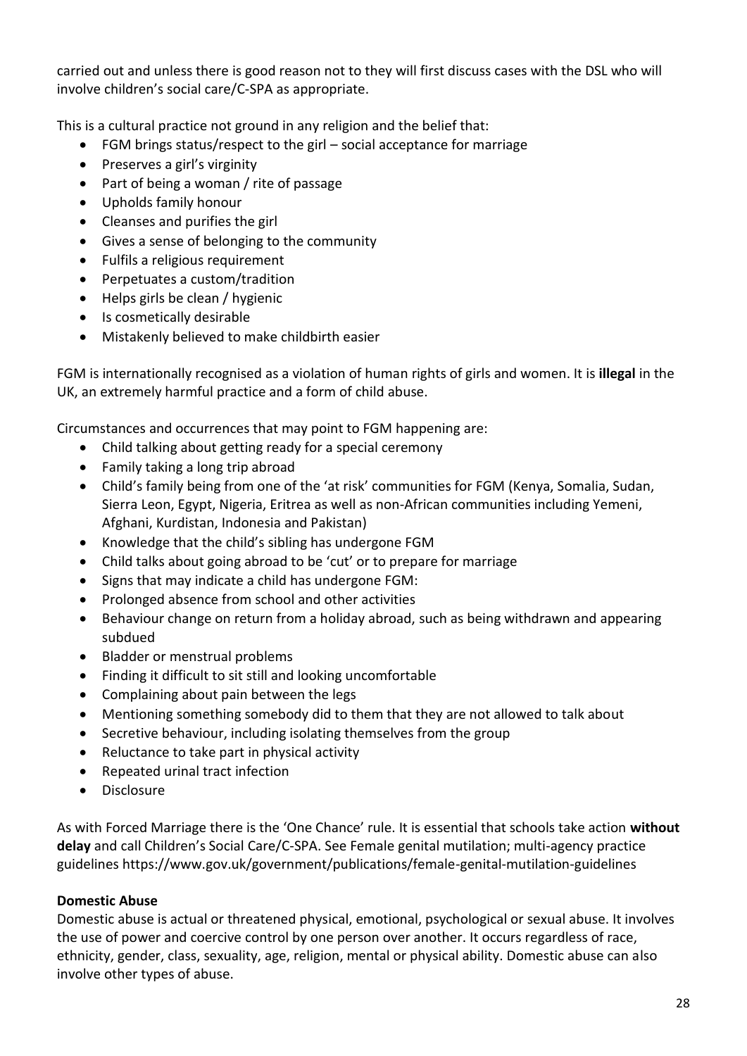carried out and unless there is good reason not to they will first discuss cases with the DSL who will involve children's social care/C-SPA as appropriate.

This is a cultural practice not ground in any religion and the belief that:

- FGM brings status/respect to the girl – social acceptance for marriage
- Preserves a girl's virginity
- Part of being a woman / rite of passage
- Upholds family honour
- Cleanses and purifies the girl
- Gives a sense of belonging to the community
- Fulfils a religious requirement
- Perpetuates a custom/tradition
- Helps girls be clean / hygienic
- Is cosmetically desirable
- Mistakenly believed to make childbirth easier

FGM is internationally recognised as a violation of human rights of girls and women. It is **illegal** in the UK, an extremely harmful practice and a form of child abuse.

Circumstances and occurrences that may point to FGM happening are:

- Child talking about getting ready for a special ceremony
- Family taking a long trip abroad
- Child's family being from one of the 'at risk' communities for FGM (Kenya, Somalia, Sudan, Sierra Leon, Egypt, Nigeria, Eritrea as well as non-African communities including Yemeni, Afghani, Kurdistan, Indonesia and Pakistan)
- Knowledge that the child's sibling has undergone FGM
- Child talks about going abroad to be 'cut' or to prepare for marriage
- Signs that may indicate a child has undergone FGM:
- Prolonged absence from school and other activities
- Behaviour change on return from a holiday abroad, such as being withdrawn and appearing subdued
- Bladder or menstrual problems
- Finding it difficult to sit still and looking uncomfortable
- Complaining about pain between the legs
- Mentioning something somebody did to them that they are not allowed to talk about
- Secretive behaviour, including isolating themselves from the group
- Reluctance to take part in physical activity
- Repeated urinal tract infection
- Disclosure

As with Forced Marriage there is the 'One Chance' rule. It is essential that schools take action **without delay** and call Children's Social Care/C-SPA. See Female genital mutilation; multi-agency practice guidelines https://www.gov.uk/government/publications/female-genital-mutilation-guidelines

**Domestic Abuse**

Domestic abuse is actual or threatened physical, emotional, psychological or sexual abuse. It involves the use of power and coercive control by one person over another. It occurs regardless of race, ethnicity, gender, class, sexuality, age, religion, mental or physical ability. Domestic abuse can also involve other types of abuse.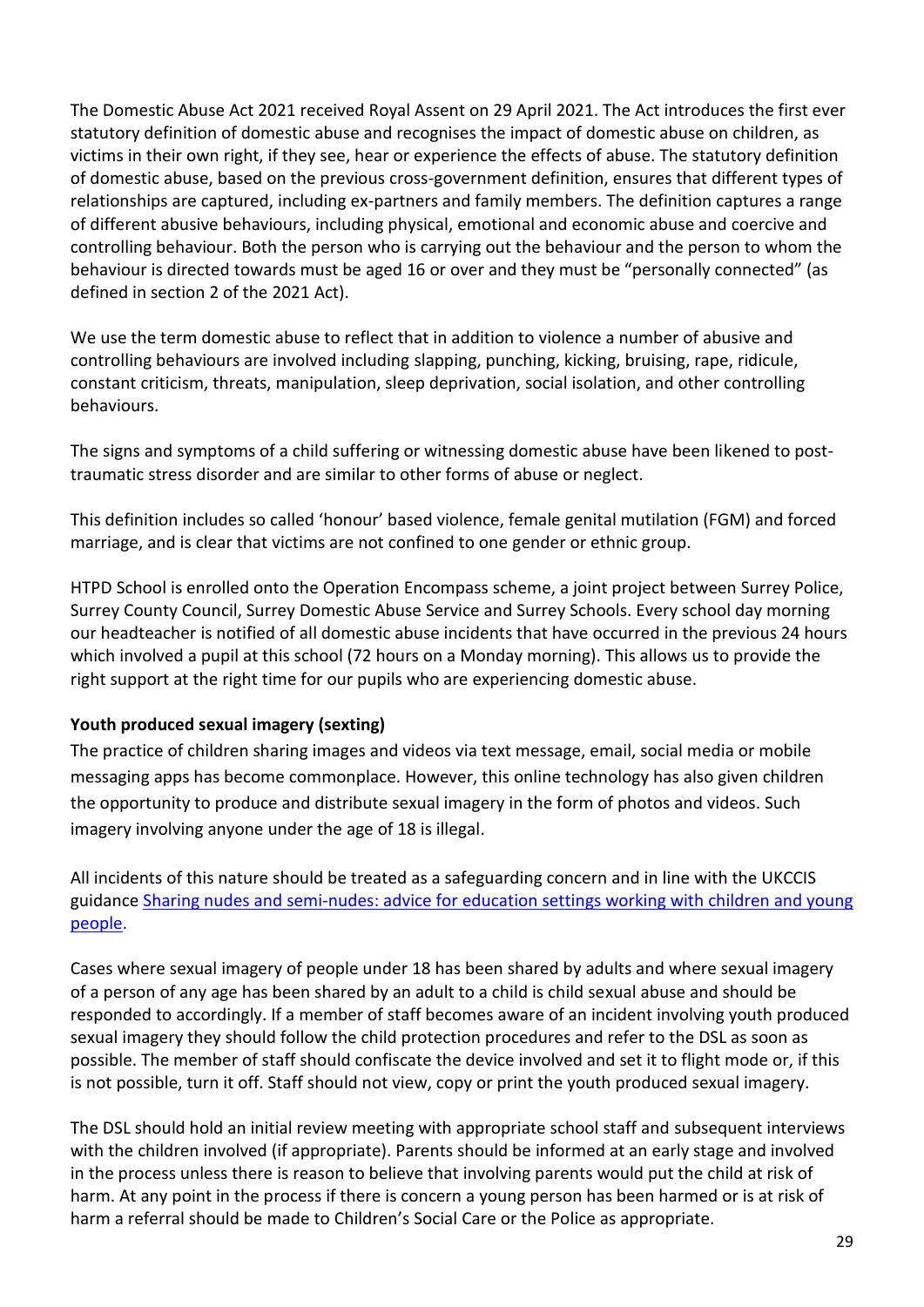The Domestic Abuse Act 2021 received Royal Assent on 29 April 2021. The Act introduces the first ever statutory definition of domestic abuse and recognises the impact of domestic abuse on children, as victims in their own right, if they see, hear or experience the effects of abuse. The statutory definition of domestic abuse, based on the previous cross-government definition, ensures that different types of relationships are captured, including ex-partners and family members. The definition captures a range of different abusive behaviours, including physical, emotional and economic abuse and coercive and controlling behaviour. Both the person who is carrying out the behaviour and the person to whom the behaviour is directed towards must be aged 16 or over and they must be "personally connected" (as defined in section 2 of the 2021 Act).

We use the term domestic abuse to reflect that in addition to violence a number of abusive and controlling behaviours are involved including slapping, punching, kicking, bruising, rape, ridicule, constant criticism, threats, manipulation, sleep deprivation, social isolation, and other controlling behaviours.

The signs and symptoms of a child suffering or witnessing domestic abuse have been likened to post-traumatic stress disorder and are similar to other forms of abuse or neglect.

This definition includes so called 'honour' based violence, female genital mutilation (FGM) and forced marriage, and is clear that victims are not confined to one gender or ethnic group.

HTPD School is enrolled onto the Operation Encompass scheme, a joint project between Surrey Police, Surrey County Council, Surrey Domestic Abuse Service and Surrey Schools. Every school day morning our headteacher is notified of all domestic abuse incidents that have occurred in the previous 24 hours which involved a pupil at this school (72 hours on a Monday morning). This allows us to provide the right support at the right time for our pupils who are experiencing domestic abuse.

**Youth produced sexual imagery (sexting)**

The practice of children sharing images and videos via text message, email, social media or mobile messaging apps has become commonplace. However, this online technology has also given children the opportunity to produce and distribute sexual imagery in the form of photos and videos. Such imagery involving anyone under the age of 18 is illegal.

All incidents of this nature should be treated as a safeguarding concern and in line with the UKCCIS guidance [Sharing nudes and semi-nudes: advice for education settings working with children and young people](Sharing nudes and semi-nudes: advice for education settings working with children and young people).

Cases where sexual imagery of people under 18 has been shared by adults and where sexual imagery of a person of any age has been shared by an adult to a child is child sexual abuse and should be responded to accordingly. If a member of staff becomes aware of an incident involving youth produced sexual imagery they should follow the child protection procedures and refer to the DSL as soon as possible. The member of staff should confiscate the device involved and set it to flight mode or, if this is not possible, turn it off. Staff should not view, copy or print the youth produced sexual imagery.

The DSL should hold an initial review meeting with appropriate school staff and subsequent interviews with the children involved (if appropriate). Parents should be informed at an early stage and involved in the process unless there is reason to believe that involving parents would put the child at risk of harm. At any point in the process if there is concern a young person has been harmed or is at risk of harm a referral should be made to Children's Social Care or the Police as appropriate.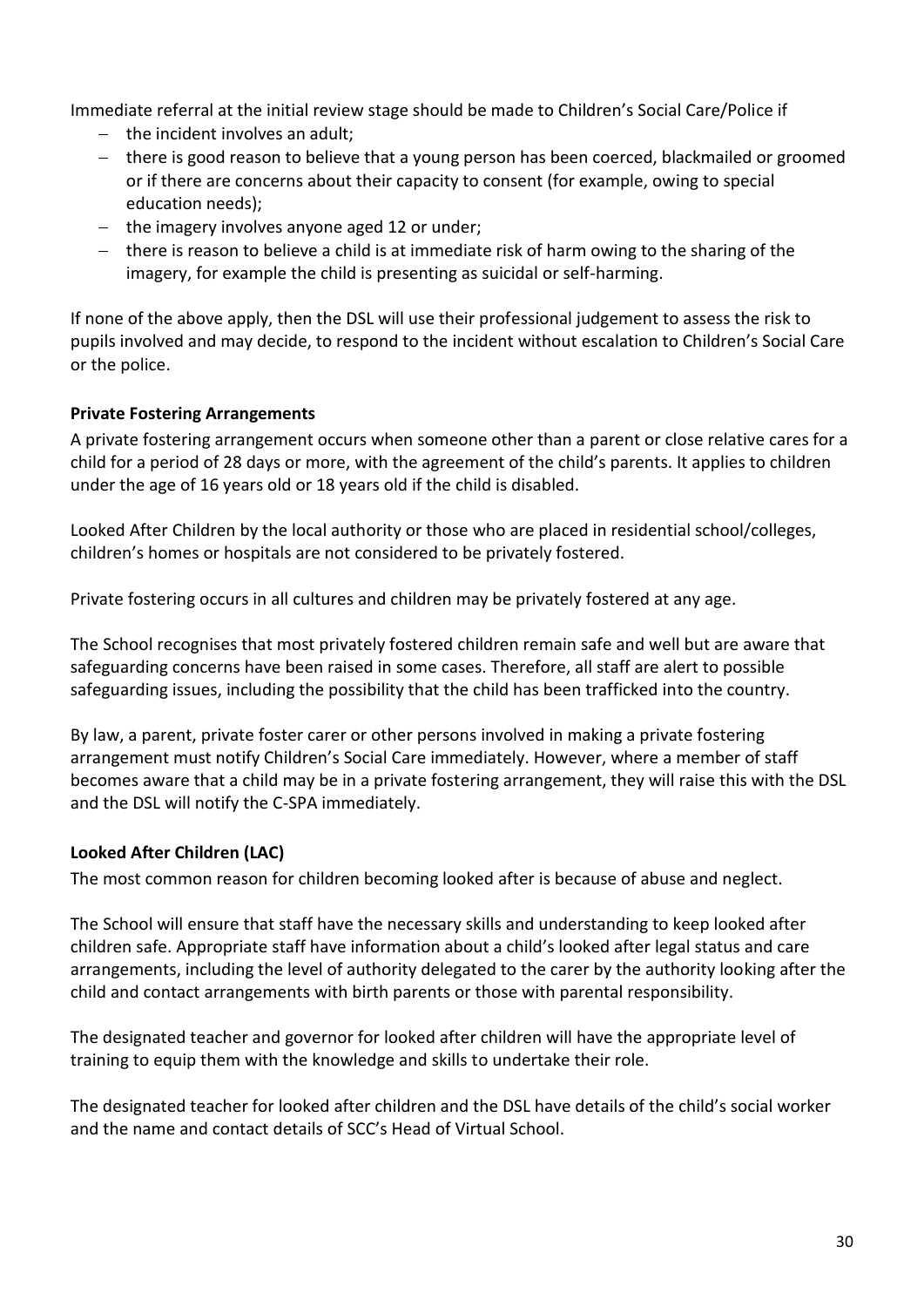Immediate referral at the initial review stage should be made to Children's Social Care/Police if

- the incident involves an adult;
- there is good reason to believe that a young person has been coerced, blackmailed or groomed or if there are concerns about their capacity to consent (for example, owing to special education needs);
- the imagery involves anyone aged 12 or under;
- there is reason to believe a child is at immediate risk of harm owing to the sharing of the imagery, for example the child is presenting as suicidal or self-harming.

If none of the above apply, then the DSL will use their professional judgement to assess the risk to pupils involved and may decide, to respond to the incident without escalation to Children's Social Care or the police.

**Private Fostering Arrangements**

A private fostering arrangement occurs when someone other than a parent or close relative cares for a child for a period of 28 days or more, with the agreement of the child's parents. It applies to children under the age of 16 years old or 18 years old if the child is disabled.

Looked After Children by the local authority or those who are placed in residential school/colleges, children's homes or hospitals are not considered to be privately fostered.

Private fostering occurs in all cultures and children may be privately fostered at any age.

The School recognises that most privately fostered children remain safe and well but are aware that safeguarding concerns have been raised in some cases. Therefore, all staff are alert to possible safeguarding issues, including the possibility that the child has been trafficked into the country.

By law, a parent, private foster carer or other persons involved in making a private fostering arrangement must notify Children's Social Care immediately. However, where a member of staff becomes aware that a child may be in a private fostering arrangement, they will raise this with the DSL and the DSL will notify the C-SPA immediately.

**Looked After Children (LAC)**

The most common reason for children becoming looked after is because of abuse and neglect.

The School will ensure that staff have the necessary skills and understanding to keep looked after children safe. Appropriate staff have information about a child's looked after legal status and care arrangements, including the level of authority delegated to the carer by the authority looking after the child and contact arrangements with birth parents or those with parental responsibility.

The designated teacher and governor for looked after children will have the appropriate level of training to equip them with the knowledge and skills to undertake their role.

The designated teacher for looked after children and the DSL have details of the child's social worker and the name and contact details of SCC's Head of Virtual School.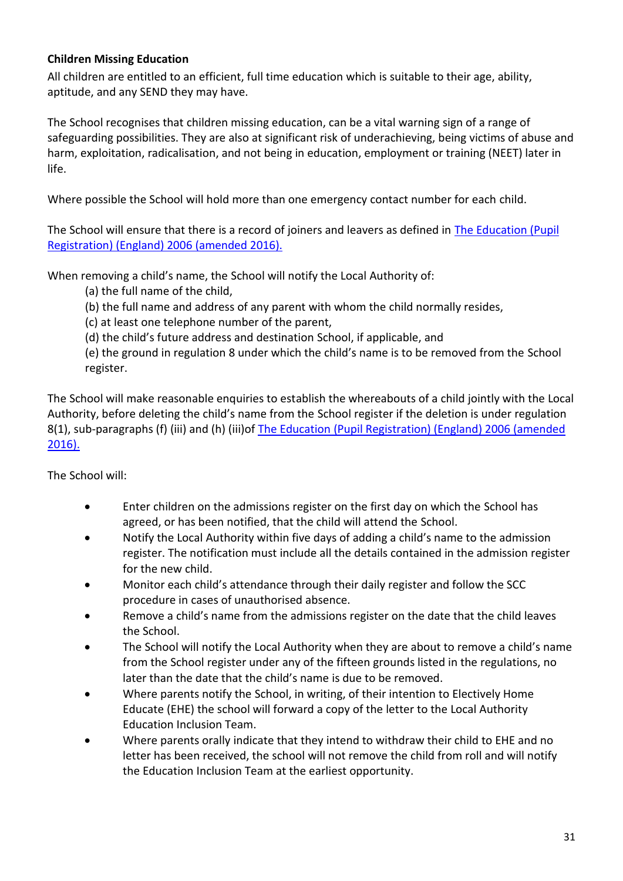**Children Missing Education**

All children are entitled to an efficient, full time education which is suitable to their age, ability, aptitude, and any SEND they may have.

The School recognises that children missing education, can be a vital warning sign of a range of safeguarding possibilities. They are also at significant risk of underachieving, being victims of abuse and harm, exploitation, radicalisation, and not being in education, employment or training (NEET) later in life.

Where possible the School will hold more than one emergency contact number for each child.

The School will ensure that there is a record of joiners and leavers as defined in [The Education (Pupil Registration) (England) 2006 (amended 2016).]

When removing a child's name, the School will notify the Local Authority of:

(a) the full name of the child,
(b) the full name and address of any parent with whom the child normally resides,
(c) at least one telephone number of the parent,
(d) the child's future address and destination School, if applicable, and
(e) the ground in regulation 8 under which the child's name is to be removed from the School register.

The School will make reasonable enquiries to establish the whereabouts of a child jointly with the Local Authority, before deleting the child's name from the School register if the deletion is under regulation 8(1), sub-paragraphs (f) (iii) and (h) (iii)of [The Education (Pupil Registration) (England) 2006 (amended 2016).]

The School will:

- Enter children on the admissions register on the first day on which the School has agreed, or has been notified, that the child will attend the School.
- Notify the Local Authority within five days of adding a child's name to the admission register. The notification must include all the details contained in the admission register for the new child.
- Monitor each child's attendance through their daily register and follow the SCC procedure in cases of unauthorised absence.
- Remove a child's name from the admissions register on the date that the child leaves the School.
- The School will notify the Local Authority when they are about to remove a child's name from the School register under any of the fifteen grounds listed in the regulations, no later than the date that the child's name is due to be removed.
- Where parents notify the School, in writing, of their intention to Electively Home Educate (EHE) the school will forward a copy of the letter to the Local Authority Education Inclusion Team.
- Where parents orally indicate that they intend to withdraw their child to EHE and no letter has been received, the school will not remove the child from roll and will notify the Education Inclusion Team at the earliest opportunity.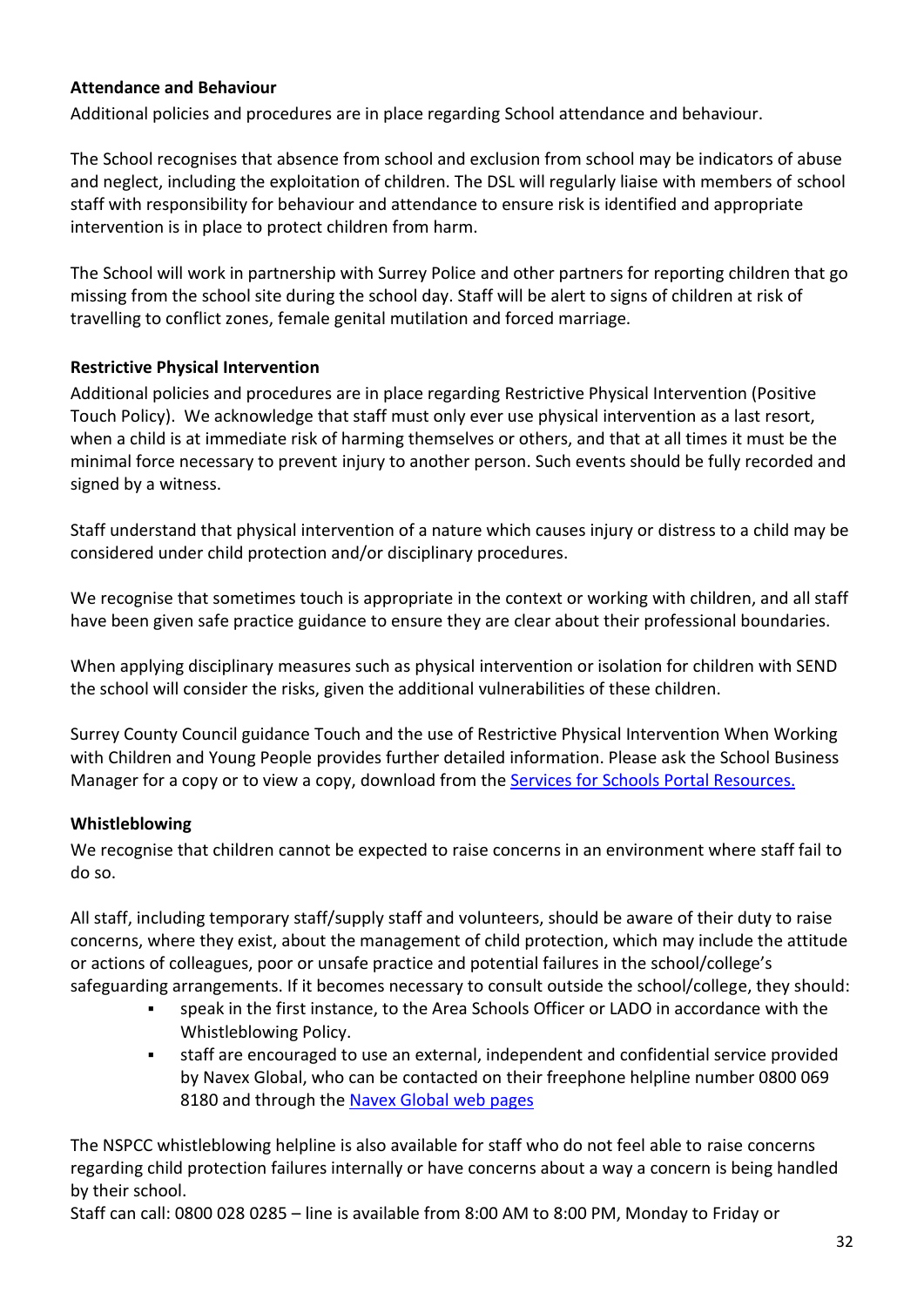**Attendance and Behaviour**

Additional policies and procedures are in place regarding School attendance and behaviour.

The School recognises that absence from school and exclusion from school may be indicators of abuse and neglect, including the exploitation of children. The DSL will regularly liaise with members of school staff with responsibility for behaviour and attendance to ensure risk is identified and appropriate intervention is in place to protect children from harm.

The School will work in partnership with Surrey Police and other partners for reporting children that go missing from the school site during the school day. Staff will be alert to signs of children at risk of travelling to conflict zones, female genital mutilation and forced marriage.

**Restrictive Physical Intervention**

Additional policies and procedures are in place regarding Restrictive Physical Intervention (Positive Touch Policy). We acknowledge that staff must only ever use physical intervention as a last resort, when a child is at immediate risk of harming themselves or others, and that at all times it must be the minimal force necessary to prevent injury to another person. Such events should be fully recorded and signed by a witness.

Staff understand that physical intervention of a nature which causes injury or distress to a child may be considered under child protection and/or disciplinary procedures.

We recognise that sometimes touch is appropriate in the context or working with children, and all staff have been given safe practice guidance to ensure they are clear about their professional boundaries.

When applying disciplinary measures such as physical intervention or isolation for children with SEND the school will consider the risks, given the additional vulnerabilities of these children.

Surrey County Council guidance Touch and the use of Restrictive Physical Intervention When Working with Children and Young People provides further detailed information. Please ask the School Business Manager for a copy or to view a copy, download from the [Services for Schools Portal Resources.]()

**Whistleblowing**

We recognise that children cannot be expected to raise concerns in an environment where staff fail to do so.

All staff, including temporary staff/supply staff and volunteers, should be aware of their duty to raise concerns, where they exist, about the management of child protection, which may include the attitude or actions of colleagues, poor or unsafe practice and potential failures in the school/college's safeguarding arrangements. If it becomes necessary to consult outside the school/college, they should:

- speak in the first instance, to the Area Schools Officer or LADO in accordance with the Whistleblowing Policy.
- staff are encouraged to use an external, independent and confidential service provided by Navex Global, who can be contacted on their freephone helpline number 0800 069 8180 and through the [Navex Global web pages]()

The NSPCC whistleblowing helpline is also available for staff who do not feel able to raise concerns regarding child protection failures internally or have concerns about a way a concern is being handled by their school.

Staff can call: 0800 028 0285 – line is available from 8:00 AM to 8:00 PM, Monday to Friday or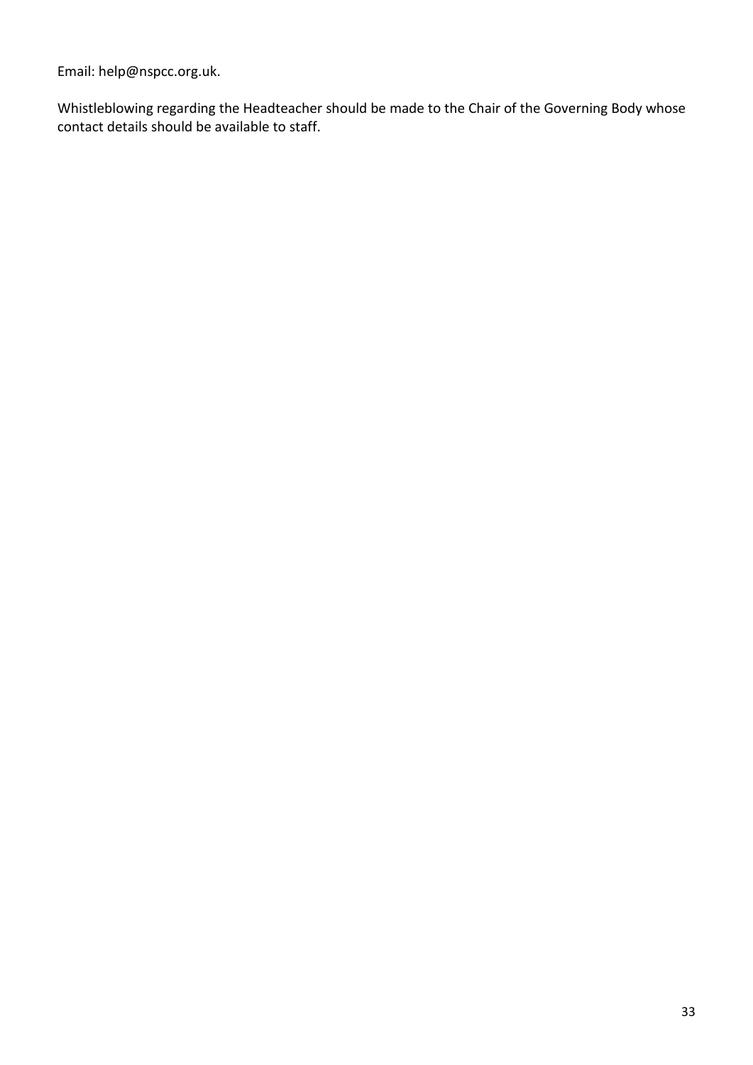Email: help@nspcc.org.uk.

Whistleblowing regarding the Headteacher should be made to the Chair of the Governing Body whose contact details should be available to staff.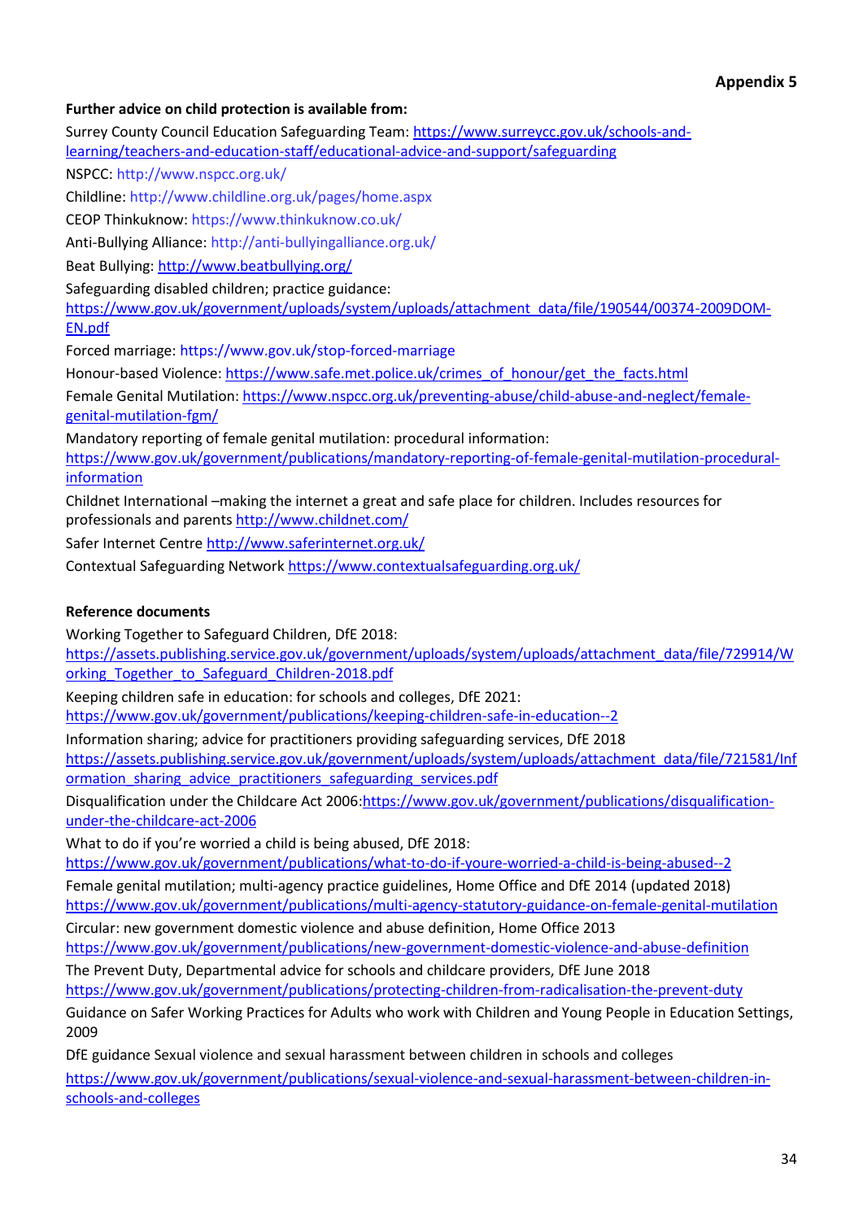**Appendix 5**

**Further advice on child protection is available from:**

Surrey County Council Education Safeguarding Team: https://www.surreycc.gov.uk/schools-and-learning/teachers-and-education-staff/educational-advice-and-support/safeguarding

NSPCC: http://www.nspcc.org.uk/

Childline: http://www.childline.org.uk/pages/home.aspx

CEOP Thinkuknow: https://www.thinkuknow.co.uk/

Anti-Bullying Alliance: http://anti-bullyingalliance.org.uk/

Beat Bullying: http://www.beatbullying.org/

Safeguarding disabled children; practice guidance: https://www.gov.uk/government/uploads/system/uploads/attachment_data/file/190544/00374-2009DOM-EN.pdf

Forced marriage: https://www.gov.uk/stop-forced-marriage

Honour-based Violence: https://www.safe.met.police.uk/crimes_of_honour/get_the_facts.html

Female Genital Mutilation: https://www.nspcc.org.uk/preventing-abuse/child-abuse-and-neglect/female-genital-mutilation-fgm/

Mandatory reporting of female genital mutilation: procedural information: https://www.gov.uk/government/publications/mandatory-reporting-of-female-genital-mutilation-procedural-information

Childnet International –making the internet a great and safe place for children. Includes resources for professionals and parents http://www.childnet.com/

Safer Internet Centre http://www.saferinternet.org.uk/

Contextual Safeguarding Network https://www.contextualsafeguarding.org.uk/

**Reference documents**

Working Together to Safeguard Children, DfE 2018: https://assets.publishing.service.gov.uk/government/uploads/system/uploads/attachment_data/file/729914/Working_Together_to_Safeguard_Children-2018.pdf

Keeping children safe in education: for schools and colleges, DfE 2021: https://www.gov.uk/government/publications/keeping-children-safe-in-education--2

Information sharing; advice for practitioners providing safeguarding services, DfE 2018 https://assets.publishing.service.gov.uk/government/uploads/system/uploads/attachment_data/file/721581/Information_sharing_advice_practitioners_safeguarding_services.pdf

Disqualification under the Childcare Act 2006:https://www.gov.uk/government/publications/disqualification-under-the-childcare-act-2006

What to do if you're worried a child is being abused, DfE 2018: https://www.gov.uk/government/publications/what-to-do-if-youre-worried-a-child-is-being-abused--2

Female genital mutilation; multi-agency practice guidelines, Home Office and DfE 2014 (updated 2018) https://www.gov.uk/government/publications/multi-agency-statutory-guidance-on-female-genital-mutilation

Circular: new government domestic violence and abuse definition, Home Office 2013 https://www.gov.uk/government/publications/new-government-domestic-violence-and-abuse-definition

The Prevent Duty, Departmental advice for schools and childcare providers, DfE June 2018 https://www.gov.uk/government/publications/protecting-children-from-radicalisation-the-prevent-duty

Guidance on Safer Working Practices for Adults who work with Children and Young People in Education Settings, 2009

DfE guidance Sexual violence and sexual harassment between children in schools and colleges

https://www.gov.uk/government/publications/sexual-violence-and-sexual-harassment-between-children-in-schools-and-colleges